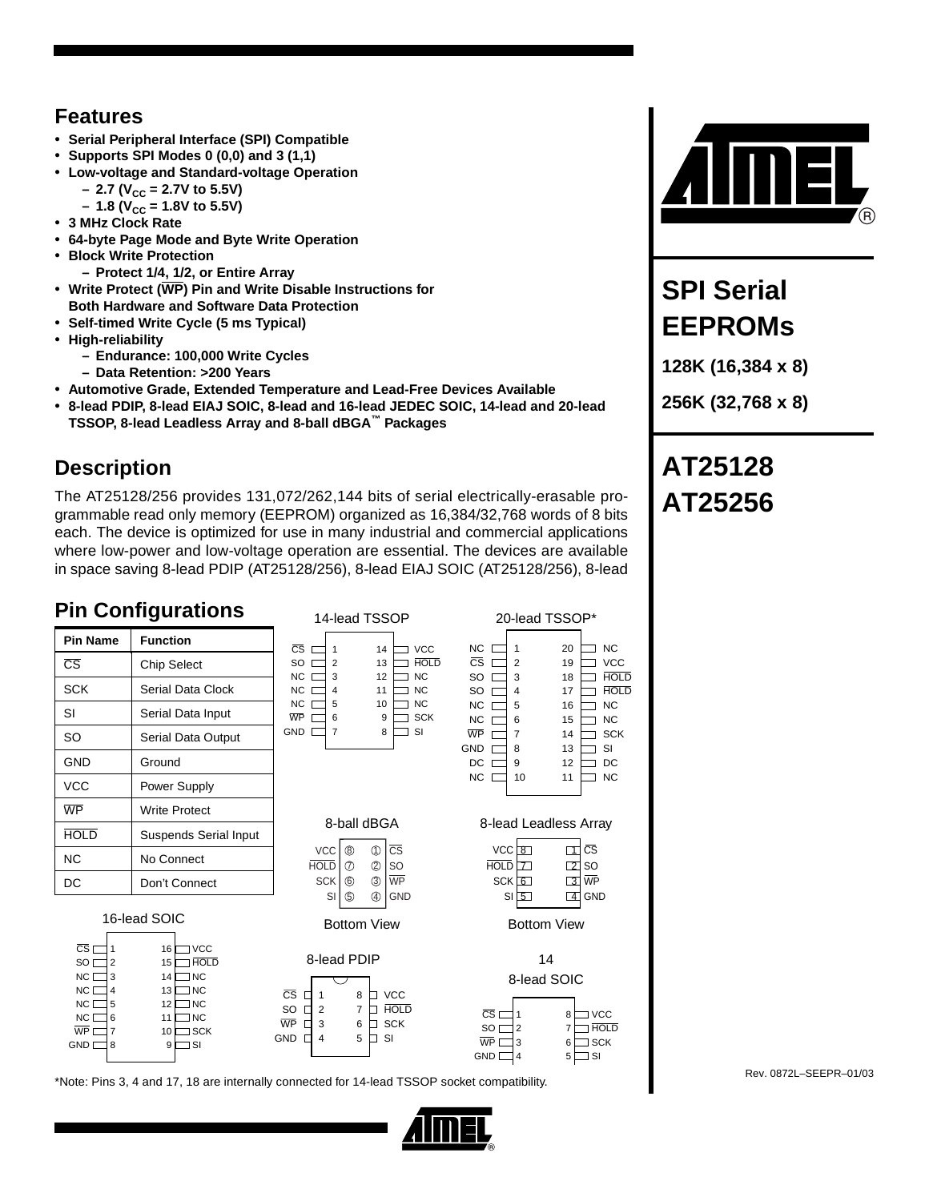## Features

- Serial Peripheral Interface (SPI) Compatible
- Supports SPI Modes 0 (0,0) and 3 (1,1)
- Low-voltage and Standard-voltage Operation
  - 2.7 ($V_{CC}$ = 2.7V to 5.5V)
  - 1.8 ($V_{CC}$ = 1.8V to 5.5V)
- 3 MHz Clock Rate
- 64-byte Page Mode and Byte Write Operation
- Block Write Protection
  - Protect 1/4, 1/2, or Entire Array
- Write Protect ($\overline{WP}$) Pin and Write Disable Instructions for Both Hardware and Software Data Protection
- Self-timed Write Cycle (5 ms Typical)
- High-reliability
  - Endurance: 100,000 Write Cycles
  - Data Retention: >200 Years
- Automotive Grade, Extended Temperature and Lead-Free Devices Available
- 8-lead PDIP, 8-lead EIAJ SOIC, 8-lead and 16-lead JEDEC SOIC, 14-lead and 20-lead TSSOP, 8-lead Leadless Array and 8-ball dBGA™ Packages

# SPI Serial EEPROMs

**128K (16,384 x 8)**

**256K (32,768 x 8)**

# AT25128 AT25256

## Description

The AT25128/256 provides 131,072/262,144 bits of serial electrically-erasable programmable read only memory (EEPROM) organized as 16,384/32,768 words of 8 bits each. The device is optimized for use in many industrial and commercial applications where low-power and low-voltage operation are essential. The devices are available in space saving 8-lead PDIP (AT25128/256), 8-lead EIAJ SOIC (AT25128/256), 8-lead

## Pin Configurations

| Pin Name | Function |
|---|---|
| $\overline{CS}$ | Chip Select |
| SCK | Serial Data Clock |
| SI | Serial Data Input |
| SO | Serial Data Output |
| GND | Ground |
| VCC | Power Supply |
| $\overline{WP}$ | Write Protect |
| $\overline{HOLD}$ | Suspends Serial Input |
| NC | No Connect |
| DC | Don't Connect |

**14-lead TSSOP**

| Pin | Name | Pin | Name |
|---|---|---|---|
| 1 | $\overline{CS}$ | 14 | VCC |
| 2 | SO | 13 | $\overline{HOLD}$ |
| 3 | NC | 12 | NC |
| 4 | NC | 11 | NC |
| 5 | NC | 10 | NC |
| 6 | $\overline{WP}$ | 9 | SCK |
| 7 | GND | 8 | SI |

**20-lead TSSOP***

| Pin | Name | Pin | Name |
|---|---|---|---|
| 1 | NC | 20 | NC |
| 2 | $\overline{CS}$ | 19 | VCC |
| 3 | SO | 18 | $\overline{HOLD}$ |
| 4 | SO | 17 | $\overline{HOLD}$ |
| 5 | NC | 16 | NC |
| 6 | NC | 15 | NC |
| 7 | $\overline{WP}$ | 14 | SCK |
| 8 | GND | 13 | SI |
| 9 | DC | 12 | DC |
| 10 | NC | 11 | NC |

**8-ball dBGA** (Bottom View)

| Name | Ball | Ball | Name |
|---|---|---|---|
| VCC | 8 | 1 | $\overline{CS}$ |
| $\overline{HOLD}$ | 7 | 2 | SO |
| SCK | 6 | 3 | $\overline{WP}$ |
| SI | 5 | 4 | GND |

**8-lead Leadless Array** (Bottom View)

| Name | Pin | Pin | Name |
|---|---|---|---|
| VCC | 8 | 1 | $\overline{CS}$ |
| $\overline{HOLD}$ | 7 | 2 | SO |
| SCK | 6 | 3 | $\overline{WP}$ |
| SI | 5 | 4 | GND |

**16-lead SOIC**

| Pin | Name | Pin | Name |
|---|---|---|---|
| 1 | $\overline{CS}$ | 16 | VCC |
| 2 | SO | 15 | $\overline{HOLD}$ |
| 3 | NC | 14 | NC |
| 4 | NC | 13 | NC |
| 5 | NC | 12 | NC |
| 6 | NC | 11 | NC |
| 7 | $\overline{WP}$ | 10 | SCK |
| 8 | GND | 9 | SI |

**8-lead PDIP**

| Pin | Name | Pin | Name |
|---|---|---|---|
| 1 | $\overline{CS}$ | 8 | VCC |
| 2 | SO | 7 | $\overline{HOLD}$ |
| 3 | $\overline{WP}$ | 6 | SCK |
| 4 | GND | 5 | SI |

**8-lead SOIC**

| Pin | Name | Pin | Name |
|---|---|---|---|
| 1 | $\overline{CS}$ | 8 | VCC |
| 2 | SO | 7 | $\overline{HOLD}$ |
| 3 | $\overline{WP}$ | 6 | SCK |
| 4 | GND | 5 | SI |

*Note: Pins 3, 4 and 17, 18 are internally connected for 14-lead TSSOP socket compatibility.

Rev. 0872L–SEEPR–01/03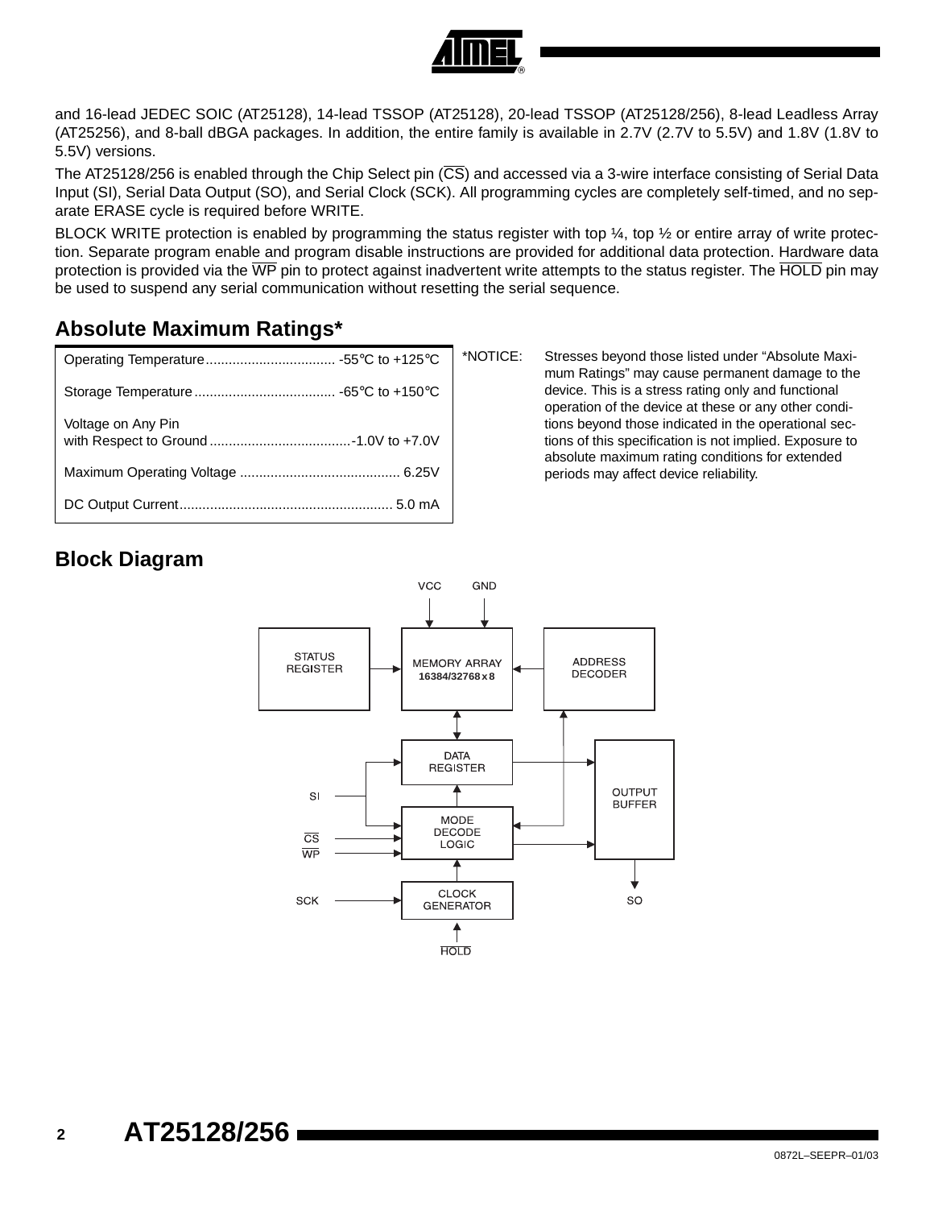and 16-lead JEDEC SOIC (AT25128), 14-lead TSSOP (AT25128), 20-lead TSSOP (AT25128/256), 8-lead Leadless Array (AT25256), and 8-ball dBGA packages. In addition, the entire family is available in 2.7V (2.7V to 5.5V) and 1.8V (1.8V to 5.5V) versions.

The AT25128/256 is enabled through the Chip Select pin ($\overline{CS}$) and accessed via a 3-wire interface consisting of Serial Data Input (SI), Serial Data Output (SO), and Serial Clock (SCK). All programming cycles are completely self-timed, and no separate ERASE cycle is required before WRITE.

BLOCK WRITE protection is enabled by programming the status register with top ¼, top ½ or entire array of write protection. Separate program enable and program disable instructions are provided for additional data protection. Hardware data protection is provided via the $\overline{WP}$ pin to protect against inadvertent write attempts to the status register. The $\overline{HOLD}$ pin may be used to suspend any serial communication without resetting the serial sequence.

## Absolute Maximum Ratings*

| Parameter | Rating |
|---|---|
| Operating Temperature | -55°C to +125°C |
| Storage Temperature | -65°C to +150°C |
| Voltage on Any Pin with Respect to Ground | -1.0V to +7.0V |
| Maximum Operating Voltage | 6.25V |
| DC Output Current | 5.0 mA |

*NOTICE: Stresses beyond those listed under "Absolute Maximum Ratings" may cause permanent damage to the device. This is a stress rating only and functional operation of the device at these or any other conditions beyond those indicated in the operational sections of this specification is not implied. Exposure to absolute maximum rating conditions for extended periods may affect device reliability.

## Block Diagram

VCC, GND, STATUS REGISTER, MEMORY ARRAY 16384/32768 x 8, ADDRESS DECODER, DATA REGISTER, OUTPUT BUFFER, SI, MODE DECODE LOGIC, $\overline{CS}$, $\overline{WP}$, SCK, CLOCK GENERATOR, SO, $\overline{HOLD}$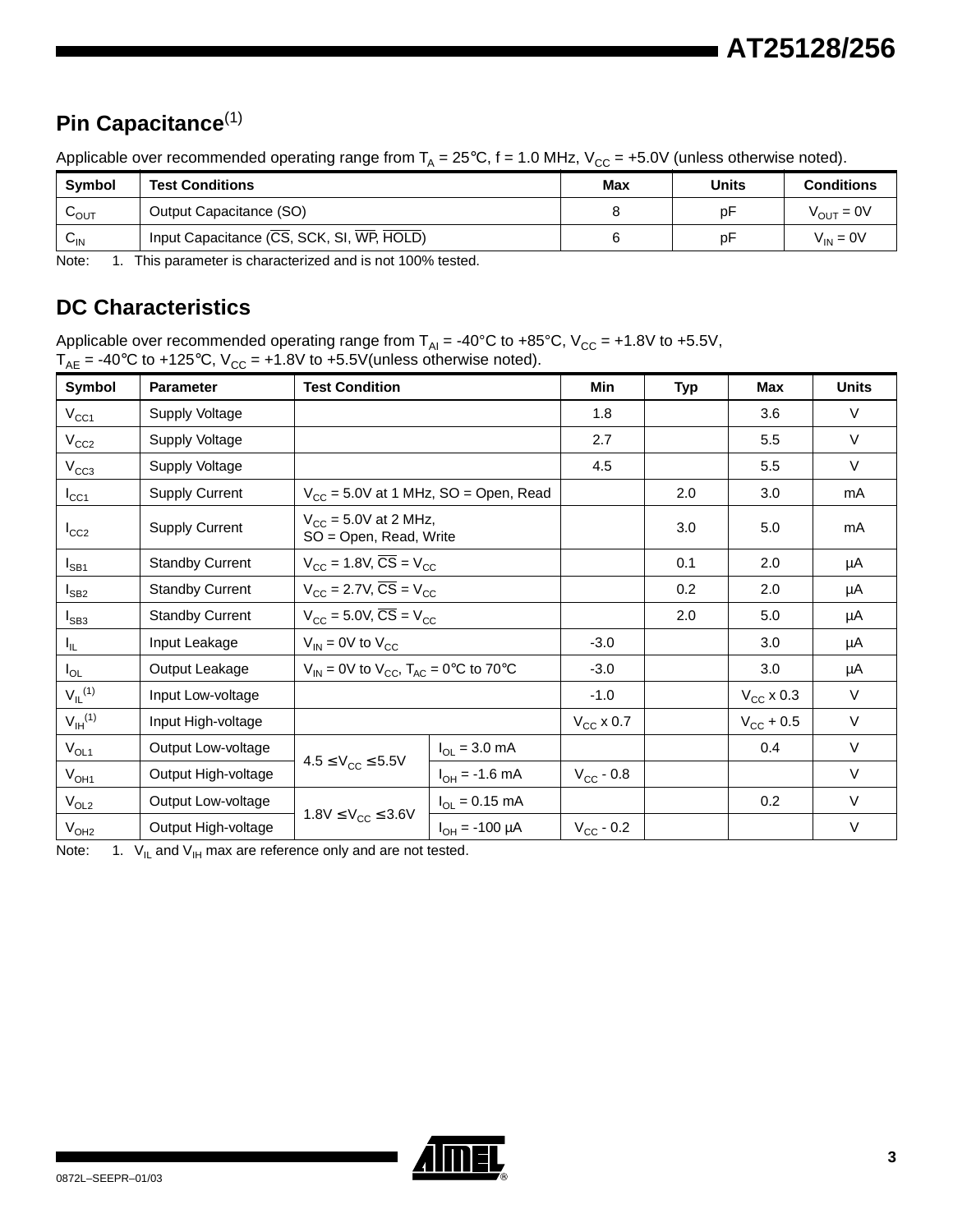## Pin Capacitance[1]

Applicable over recommended operating range from $T_A$ = 25°C, f = 1.0 MHz, $V_{CC}$ = +5.0V (unless otherwise noted).

| Symbol | Test Conditions | Max | Units | Conditions |
|---|---|---|---|---|
| $C_{OUT}$ | Output Capacitance (SO) | 8 | pF | $V_{OUT}$ = 0V |
| $C_{IN}$ | Input Capacitance ($\overline{CS}$, SCK, SI, $\overline{WP}$, $\overline{HOLD}$) | 6 | pF | $V_{IN}$ = 0V |

Note: 1. This parameter is characterized and is not 100% tested.

## DC Characteristics

Applicable over recommended operating range from $T_{AI}$ = -40°C to +85°C, $V_{CC}$ = +1.8V to +5.5V,
$T_{AE}$ = -40°C to +125°C, $V_{CC}$ = +1.8V to +5.5V(unless otherwise noted).

| Symbol | Parameter | Test Condition | | Min | Typ | Max | Units |
|---|---|---|---|---|---|---|---|
| $V_{CC1}$ | Supply Voltage | | | 1.8 | | 3.6 | V |
| $V_{CC2}$ | Supply Voltage | | | 2.7 | | 5.5 | V |
| $V_{CC3}$ | Supply Voltage | | | 4.5 | | 5.5 | V |
| $I_{CC1}$ | Supply Current | $V_{CC}$ = 5.0V at 1 MHz, SO = Open, Read | | | 2.0 | 3.0 | mA |
| $I_{CC2}$ | Supply Current | $V_{CC}$ = 5.0V at 2 MHz, SO = Open, Read, Write | | | 3.0 | 5.0 | mA |
| $I_{SB1}$ | Standby Current | $V_{CC}$ = 1.8V, $\overline{CS}$ = $V_{CC}$ | | | 0.1 | 2.0 | µA |
| $I_{SB2}$ | Standby Current | $V_{CC}$ = 2.7V, $\overline{CS}$ = $V_{CC}$ | | | 0.2 | 2.0 | µA |
| $I_{SB3}$ | Standby Current | $V_{CC}$ = 5.0V, $\overline{CS}$ = $V_{CC}$ | | | 2.0 | 5.0 | µA |
| $I_{IL}$ | Input Leakage | $V_{IN}$ = 0V to $V_{CC}$ | | -3.0 | | 3.0 | µA |
| $I_{OL}$ | Output Leakage | $V_{IN}$ = 0V to $V_{CC}$, $T_{AC}$ = 0°C to 70°C | | -3.0 | | 3.0 | µA |
| $V_{IL}$[1] | Input Low-voltage | | | -1.0 | | $V_{CC}$ x 0.3 | V |
| $V_{IH}$[1] | Input High-voltage | | | $V_{CC}$ x 0.7 | | $V_{CC}$ + 0.5 | V |
| $V_{OL1}$ | Output Low-voltage | $4.5 \le V_{CC} \le 5.5V$ | $I_{OL}$ = 3.0 mA | | | 0.4 | V |
| $V_{OH1}$ | Output High-voltage | | $I_{OH}$ = -1.6 mA | $V_{CC}$ - 0.8 | | | V |
| $V_{OL2}$ | Output Low-voltage | $1.8V \le V_{CC} \le 3.6V$ | $I_{OL}$ = 0.15 mA | | | 0.2 | V |
| $V_{OH2}$ | Output High-voltage | | $I_{OH}$ = -100 µA | $V_{CC}$ - 0.2 | | | V |

Note: 1. $V_{IL}$ and $V_{IH}$ max are reference only and are not tested.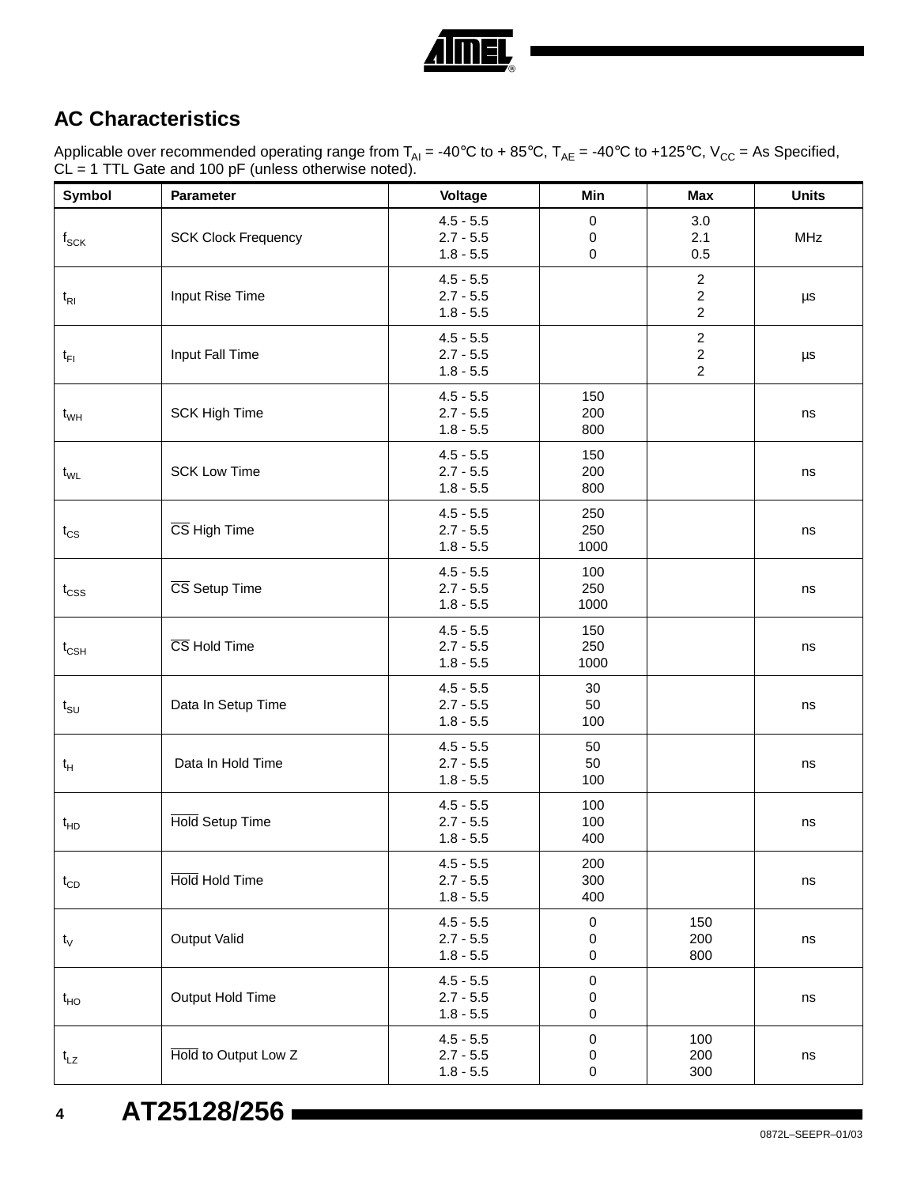## AC Characteristics

Applicable over recommended operating range from $T_{AI}$ = -40°C to + 85°C, $T_{AE}$ = -40°C to +125°C, $V_{CC}$ = As Specified, CL = 1 TTL Gate and 100 pF (unless otherwise noted).

| Symbol | Parameter | Voltage | Min | Max | Units |
|---|---|---|---|---|---|
| $f_{SCK}$ | SCK Clock Frequency | 4.5 - 5.5<br>2.7 - 5.5<br>1.8 - 5.5 | 0<br>0<br>0 | 3.0<br>2.1<br>0.5 | MHz |
| $t_{RI}$ | Input Rise Time | 4.5 - 5.5<br>2.7 - 5.5<br>1.8 - 5.5 | | 2<br>2<br>2 | µs |
| $t_{FI}$ | Input Fall Time | 4.5 - 5.5<br>2.7 - 5.5<br>1.8 - 5.5 | | 2<br>2<br>2 | µs |
| $t_{WH}$ | SCK High Time | 4.5 - 5.5<br>2.7 - 5.5<br>1.8 - 5.5 | 150<br>200<br>800 | | ns |
| $t_{WL}$ | SCK Low Time | 4.5 - 5.5<br>2.7 - 5.5<br>1.8 - 5.5 | 150<br>200<br>800 | | ns |
| $t_{CS}$ | $\overline{CS}$ High Time | 4.5 - 5.5<br>2.7 - 5.5<br>1.8 - 5.5 | 250<br>250<br>1000 | | ns |
| $t_{CSS}$ | $\overline{CS}$ Setup Time | 4.5 - 5.5<br>2.7 - 5.5<br>1.8 - 5.5 | 100<br>250<br>1000 | | ns |
| $t_{CSH}$ | $\overline{CS}$ Hold Time | 4.5 - 5.5<br>2.7 - 5.5<br>1.8 - 5.5 | 150<br>250<br>1000 | | ns |
| $t_{SU}$ | Data In Setup Time | 4.5 - 5.5<br>2.7 - 5.5<br>1.8 - 5.5 | 30<br>50<br>100 | | ns |
| $t_H$ | Data In Hold Time | 4.5 - 5.5<br>2.7 - 5.5<br>1.8 - 5.5 | 50<br>50<br>100 | | ns |
| $t_{HD}$ | $\overline{Hold}$ Setup Time | 4.5 - 5.5<br>2.7 - 5.5<br>1.8 - 5.5 | 100<br>100<br>400 | | ns |
| $t_{CD}$ | $\overline{Hold}$ Hold Time | 4.5 - 5.5<br>2.7 - 5.5<br>1.8 - 5.5 | 200<br>300<br>400 | | ns |
| $t_V$ | Output Valid | 4.5 - 5.5<br>2.7 - 5.5<br>1.8 - 5.5 | 0<br>0<br>0 | 150<br>200<br>800 | ns |
| $t_{HO}$ | Output Hold Time | 4.5 - 5.5<br>2.7 - 5.5<br>1.8 - 5.5 | 0<br>0<br>0 | | ns |
| $t_{LZ}$ | $\overline{Hold}$ to Output Low Z | 4.5 - 5.5<br>2.7 - 5.5<br>1.8 - 5.5 | 0<br>0<br>0 | 100<br>200<br>300 | ns |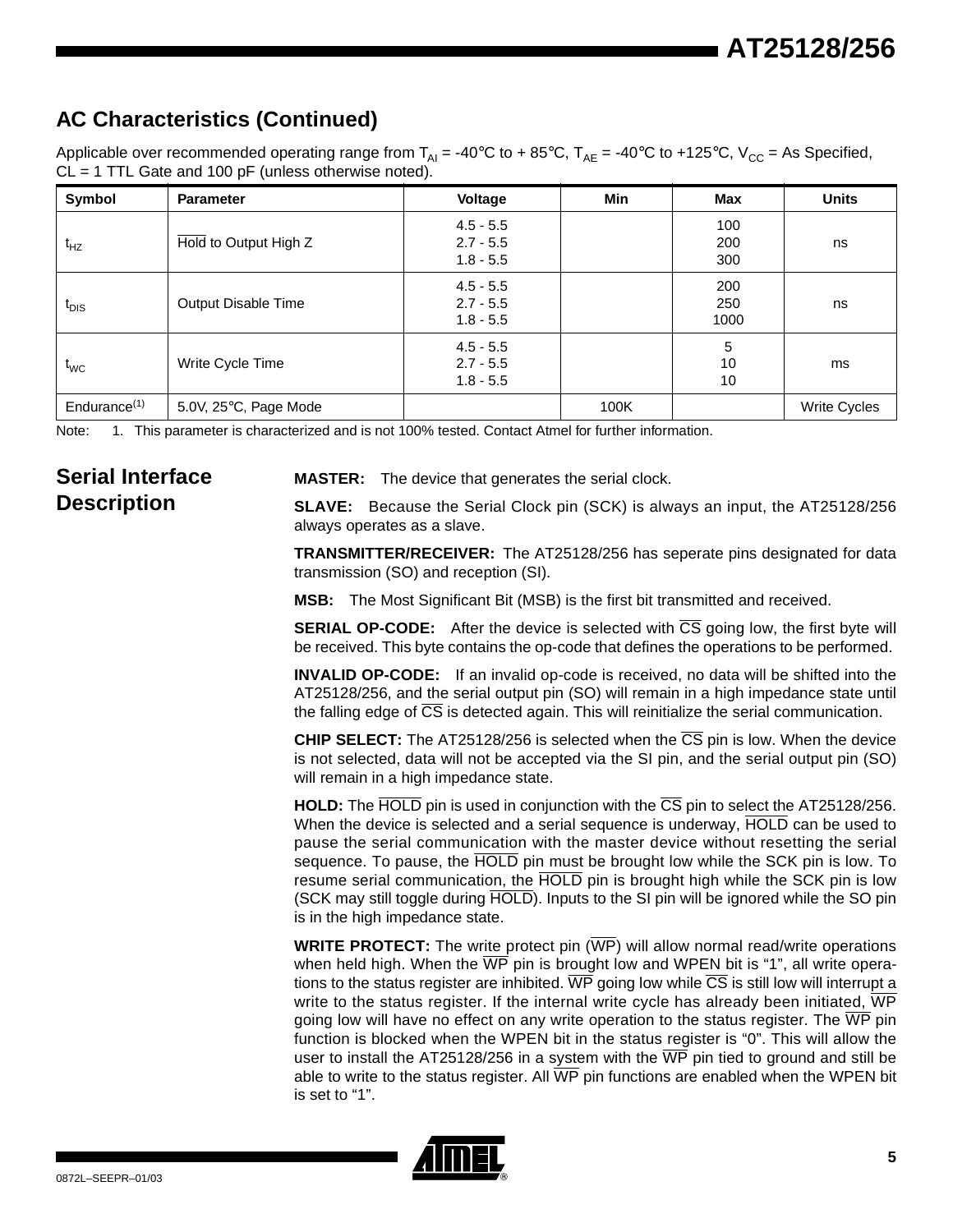## AC Characteristics (Continued)

Applicable over recommended operating range from $T_{AI}$ = -40°C to + 85°C, $T_{AE}$ = -40°C to +125°C, $V_{CC}$ = As Specified, CL = 1 TTL Gate and 100 pF (unless otherwise noted).

| Symbol | Parameter | Voltage | Min | Max | Units |
|---|---|---|---|---|---|
| $t_{HZ}$ | $\overline{\text{Hold}}$ to Output High Z | 4.5 - 5.5<br>2.7 - 5.5<br>1.8 - 5.5 | | 100<br>200<br>300 | ns |
| $t_{DIS}$ | Output Disable Time | 4.5 - 5.5<br>2.7 - 5.5<br>1.8 - 5.5 | | 200<br>250<br>1000 | ns |
| $t_{WC}$ | Write Cycle Time | 4.5 - 5.5<br>2.7 - 5.5<br>1.8 - 5.5 | | 5<br>10<br>10 | ms |
| Endurance[1] | 5.0V, 25°C, Page Mode | | 100K | | Write Cycles |

Note: 1. This parameter is characterized and is not 100% tested. Contact Atmel for further information.

## Serial Interface Description

**MASTER:** The device that generates the serial clock.

**SLAVE:** Because the Serial Clock pin (SCK) is always an input, the AT25128/256 always operates as a slave.

**TRANSMITTER/RECEIVER:** The AT25128/256 has seperate pins designated for data transmission (SO) and reception (SI).

**MSB:** The Most Significant Bit (MSB) is the first bit transmitted and received.

**SERIAL OP-CODE:** After the device is selected with $\overline{\text{CS}}$ going low, the first byte will be received. This byte contains the op-code that defines the operations to be performed.

**INVALID OP-CODE:** If an invalid op-code is received, no data will be shifted into the AT25128/256, and the serial output pin (SO) will remain in a high impedance state until the falling edge of $\overline{\text{CS}}$ is detected again. This will reinitialize the serial communication.

**CHIP SELECT:** The AT25128/256 is selected when the $\overline{\text{CS}}$ pin is low. When the device is not selected, data will not be accepted via the SI pin, and the serial output pin (SO) will remain in a high impedance state.

**HOLD:** The $\overline{\text{HOLD}}$ pin is used in conjunction with the $\overline{\text{CS}}$ pin to select the AT25128/256. When the device is selected and a serial sequence is underway, $\overline{\text{HOLD}}$ can be used to pause the serial communication with the master device without resetting the serial sequence. To pause, the $\overline{\text{HOLD}}$ pin must be brought low while the SCK pin is low. To resume serial communication, the $\overline{\text{HOLD}}$ pin is brought high while the SCK pin is low (SCK may still toggle during $\overline{\text{HOLD}}$). Inputs to the SI pin will be ignored while the SO pin is in the high impedance state.

**WRITE PROTECT:** The write protect pin ($\overline{\text{WP}}$) will allow normal read/write operations when held high. When the $\overline{\text{WP}}$ pin is brought low and WPEN bit is "1", all write operations to the status register are inhibited. $\overline{\text{WP}}$ going low while $\overline{\text{CS}}$ is still low will interrupt a write to the status register. If the internal write cycle has already been initiated, $\overline{\text{WP}}$ going low will have no effect on any write operation to the status register. The $\overline{\text{WP}}$ pin function is blocked when the WPEN bit in the status register is "0". This will allow the user to install the AT25128/256 in a system with the $\overline{\text{WP}}$ pin tied to ground and still be able to write to the status register. All $\overline{\text{WP}}$ pin functions are enabled when the WPEN bit is set to "1".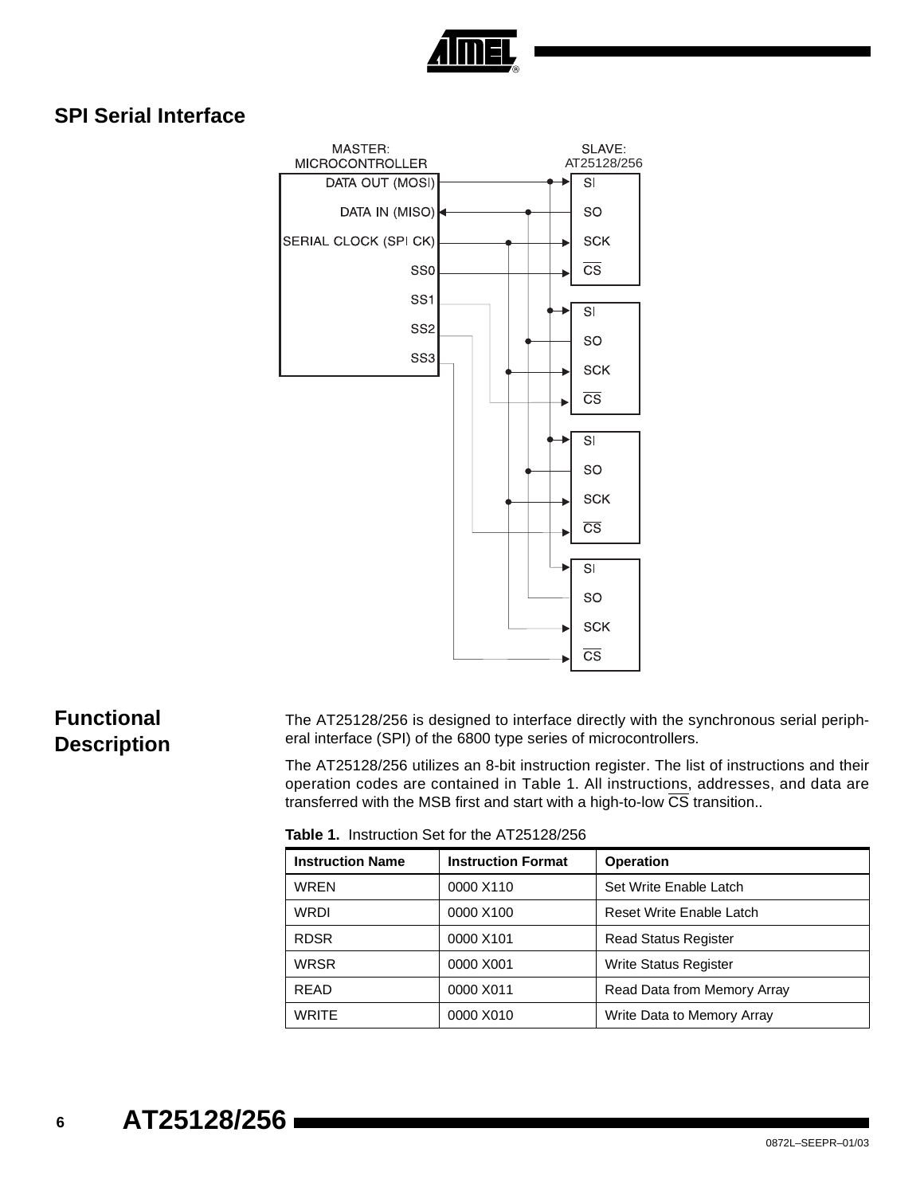## SPI Serial Interface

## Functional Description

The AT25128/256 is designed to interface directly with the synchronous serial peripheral interface (SPI) of the 6800 type series of microcontrollers.

The AT25128/256 utilizes an 8-bit instruction register. The list of instructions and their operation codes are contained in Table 1. All instructions, addresses, and data are transferred with the MSB first and start with a high-to-low $\overline{CS}$ transition..

**Table 1.** Instruction Set for the AT25128/256

| Instruction Name | Instruction Format | Operation |
| --- | --- | --- |
| WREN | 0000 X110 | Set Write Enable Latch |
| WRDI | 0000 X100 | Reset Write Enable Latch |
| RDSR | 0000 X101 | Read Status Register |
| WRSR | 0000 X001 | Write Status Register |
| READ | 0000 X011 | Read Data from Memory Array |
| WRITE | 0000 X010 | Write Data to Memory Array |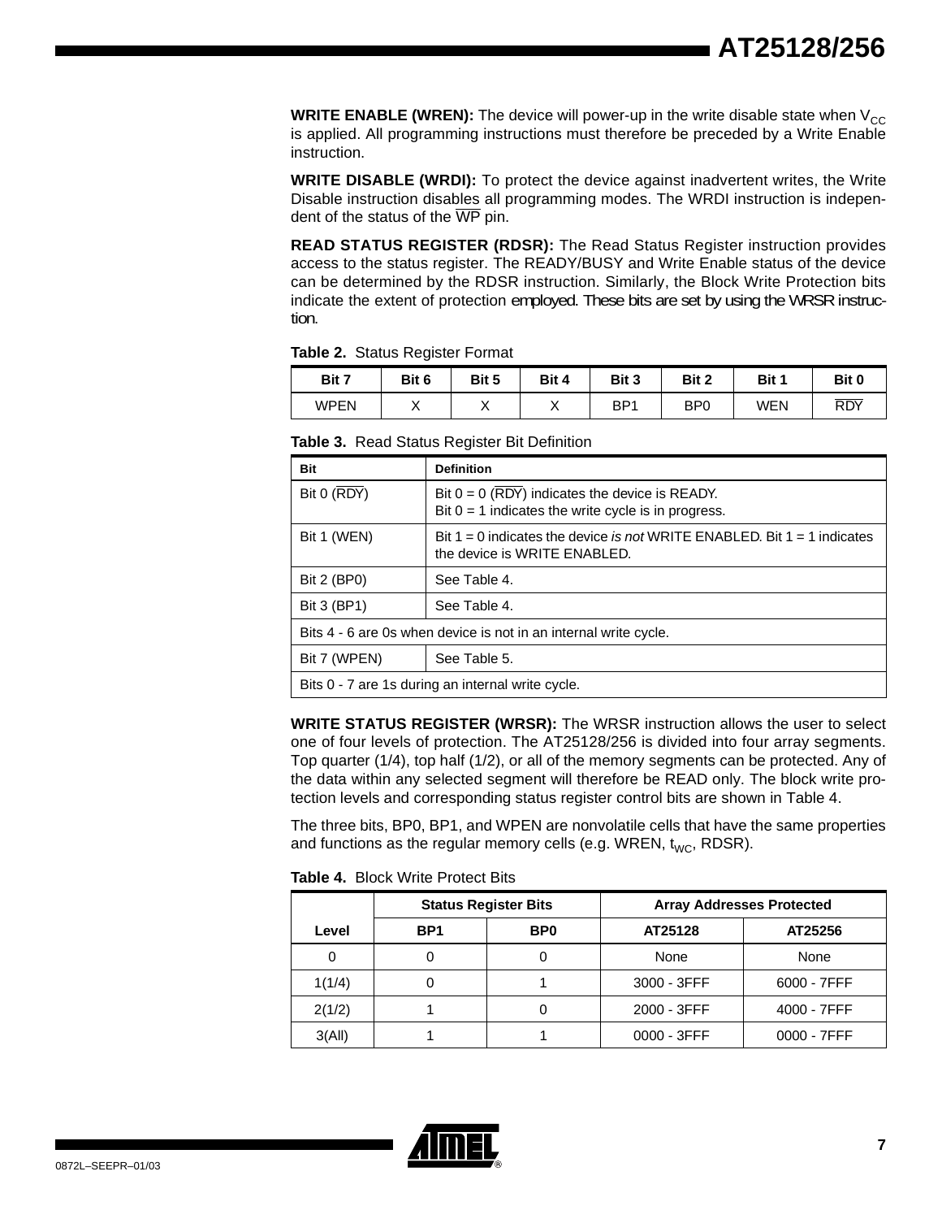**WRITE ENABLE (WREN):** The device will power-up in the write disable state when $V_{CC}$ is applied. All programming instructions must therefore be preceded by a Write Enable instruction.

**WRITE DISABLE (WRDI):** To protect the device against inadvertent writes, the Write Disable instruction disables all programming modes. The WRDI instruction is independent of the status of the $\overline{WP}$ pin.

**READ STATUS REGISTER (RDSR):** The Read Status Register instruction provides access to the status register. The READY/BUSY and Write Enable status of the device can be determined by the RDSR instruction. Similarly, the Block Write Protection bits indicate the extent of protection employed. These bits are set by using the WRSR instruction.

**Table 2.** Status Register Format

| Bit 7 | Bit 6 | Bit 5 | Bit 4 | Bit 3 | Bit 2 | Bit 1 | Bit 0 |
|---|---|---|---|---|---|---|---|
| WPEN | X | X | X | BP1 | BP0 | WEN | $\overline{RDY}$ |

**Table 3.** Read Status Register Bit Definition

| Bit | Definition |
|---|---|
| Bit 0 ($\overline{RDY}$) | Bit 0 = 0 ($\overline{RDY}$) indicates the device is READY.<br>Bit 0 = 1 indicates the write cycle is in progress. |
| Bit 1 (WEN) | Bit 1 = 0 indicates the device *is not* WRITE ENABLED. Bit 1 = 1 indicates the device is WRITE ENABLED. |
| Bit 2 (BP0) | See Table 4. |
| Bit 3 (BP1) | See Table 4. |
| Bits 4 - 6 are 0s when device is not in an internal write cycle. | |
| Bit 7 (WPEN) | See Table 5. |
| Bits 0 - 7 are 1s during an internal write cycle. | |

**WRITE STATUS REGISTER (WRSR):** The WRSR instruction allows the user to select one of four levels of protection. The AT25128/256 is divided into four array segments. Top quarter (1/4), top half (1/2), or all of the memory segments can be protected. Any of the data within any selected segment will therefore be READ only. The block write protection levels and corresponding status register control bits are shown in Table 4.

The three bits, BP0, BP1, and WPEN are nonvolatile cells that have the same properties and functions as the regular memory cells (e.g. WREN, $t_{WC}$, RDSR).

**Table 4.** Block Write Protect Bits

| | Status Register Bits | | Array Addresses Protected | |
|---|---|---|---|---|
| Level | BP1 | BP0 | AT25128 | AT25256 |
| 0 | 0 | 0 | None | None |
| 1(1/4) | 0 | 1 | 3000 - 3FFF | 6000 - 7FFF |
| 2(1/2) | 1 | 0 | 2000 - 3FFF | 4000 - 7FFF |
| 3(All) | 1 | 1 | 0000 - 3FFF | 0000 - 7FFF |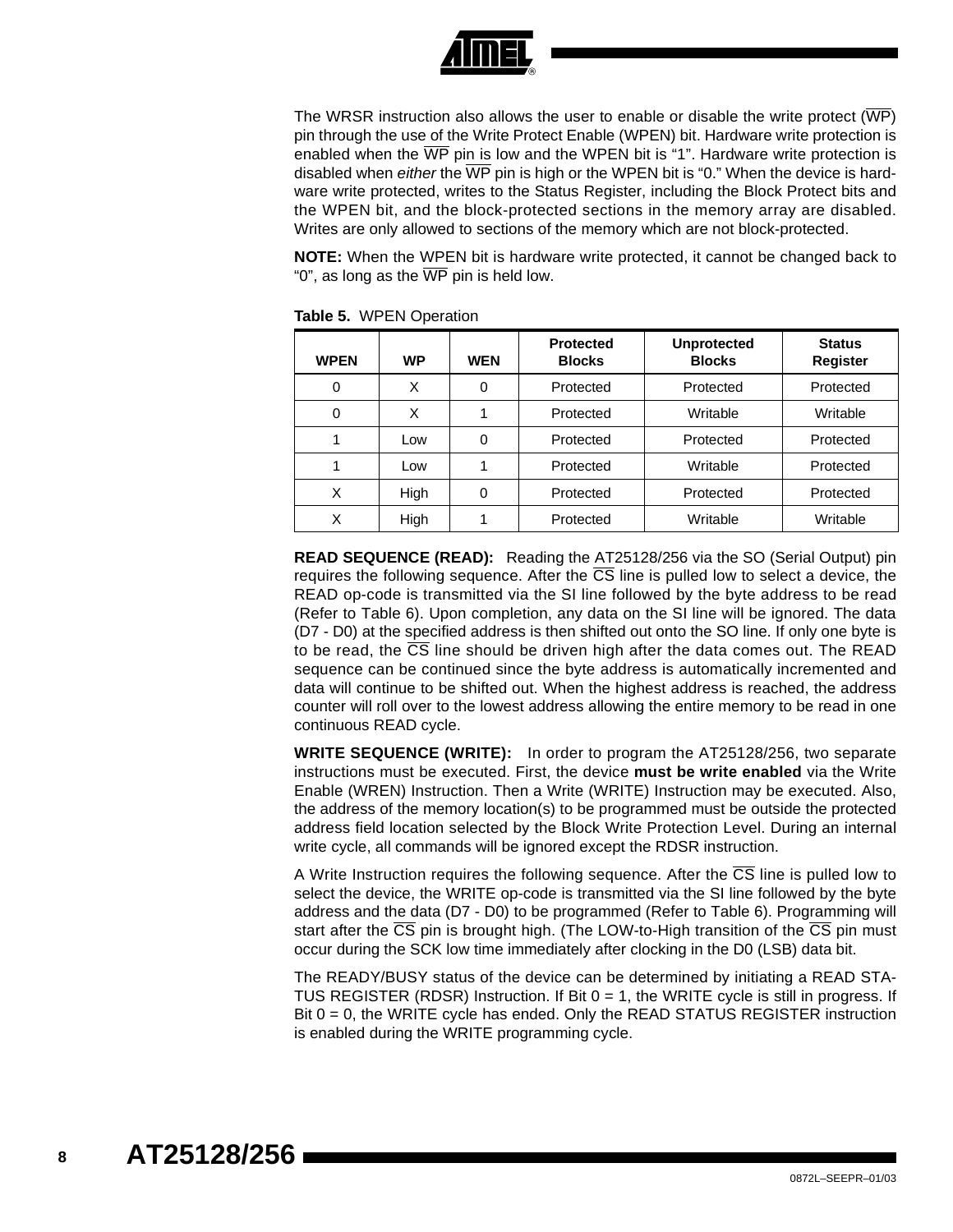The WRSR instruction also allows the user to enable or disable the write protect ($\overline{WP}$) pin through the use of the Write Protect Enable (WPEN) bit. Hardware write protection is enabled when the $\overline{WP}$ pin is low and the WPEN bit is "1". Hardware write protection is disabled when *either* the $\overline{WP}$ pin is high or the WPEN bit is "0." When the device is hardware write protected, writes to the Status Register, including the Block Protect bits and the WPEN bit, and the block-protected sections in the memory array are disabled. Writes are only allowed to sections of the memory which are not block-protected.

**NOTE:** When the WPEN bit is hardware write protected, it cannot be changed back to "0", as long as the $\overline{WP}$ pin is held low.

**Table 5.** WPEN Operation

| WPEN | WP | WEN | Protected Blocks | Unprotected Blocks | Status Register |
|---|---|---|---|---|---|
| 0 | X | 0 | Protected | Protected | Protected |
| 0 | X | 1 | Protected | Writable | Writable |
| 1 | Low | 0 | Protected | Protected | Protected |
| 1 | Low | 1 | Protected | Writable | Protected |
| X | High | 0 | Protected | Protected | Protected |
| X | High | 1 | Protected | Writable | Writable |

**READ SEQUENCE (READ):** Reading the AT25128/256 via the SO (Serial Output) pin requires the following sequence. After the $\overline{CS}$ line is pulled low to select a device, the READ op-code is transmitted via the SI line followed by the byte address to be read (Refer to Table 6). Upon completion, any data on the SI line will be ignored. The data (D7 - D0) at the specified address is then shifted out onto the SO line. If only one byte is to be read, the $\overline{CS}$ line should be driven high after the data comes out. The READ sequence can be continued since the byte address is automatically incremented and data will continue to be shifted out. When the highest address is reached, the address counter will roll over to the lowest address allowing the entire memory to be read in one continuous READ cycle.

**WRITE SEQUENCE (WRITE):** In order to program the AT25128/256, two separate instructions must be executed. First, the device **must be write enabled** via the Write Enable (WREN) Instruction. Then a Write (WRITE) Instruction may be executed. Also, the address of the memory location(s) to be programmed must be outside the protected address field location selected by the Block Write Protection Level. During an internal write cycle, all commands will be ignored except the RDSR instruction.

A Write Instruction requires the following sequence. After the $\overline{CS}$ line is pulled low to select the device, the WRITE op-code is transmitted via the SI line followed by the byte address and the data (D7 - D0) to be programmed (Refer to Table 6). Programming will start after the $\overline{CS}$ pin is brought high. (The LOW-to-High transition of the $\overline{CS}$ pin must occur during the SCK low time immediately after clocking in the D0 (LSB) data bit.

The READY/BUSY status of the device can be determined by initiating a READ STATUS REGISTER (RDSR) Instruction. If Bit 0 = 1, the WRITE cycle is still in progress. If Bit 0 = 0, the WRITE cycle has ended. Only the READ STATUS REGISTER instruction is enabled during the WRITE programming cycle.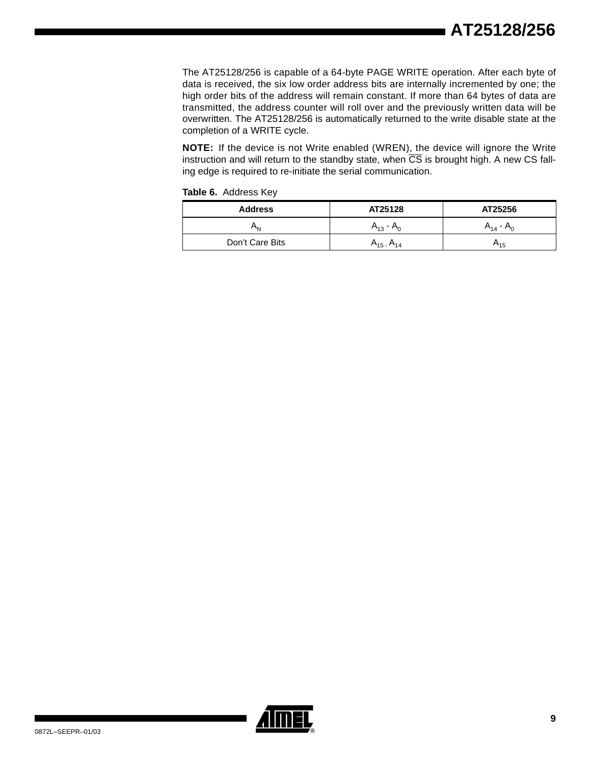The AT25128/256 is capable of a 64-byte PAGE WRITE operation. After each byte of data is received, the six low order address bits are internally incremented by one; the high order bits of the address will remain constant. If more than 64 bytes of data are transmitted, the address counter will roll over and the previously written data will be overwritten. The AT25128/256 is automatically returned to the write disable state at the completion of a WRITE cycle.

**NOTE:** If the device is not Write enabled (WREN), the device will ignore the Write instruction and will return to the standby state, when $\overline{CS}$ is brought high. A new CS falling edge is required to re-initiate the serial communication.

**Table 6.** Address Key

| Address | AT25128 | AT25256 |
|---|---|---|
| $A_N$ | $A_{13}$ - $A_0$ | $A_{14}$ - $A_0$ |
| Don't Care Bits | $A_{15}$ - $A_{14}$ | $A_{15}$ |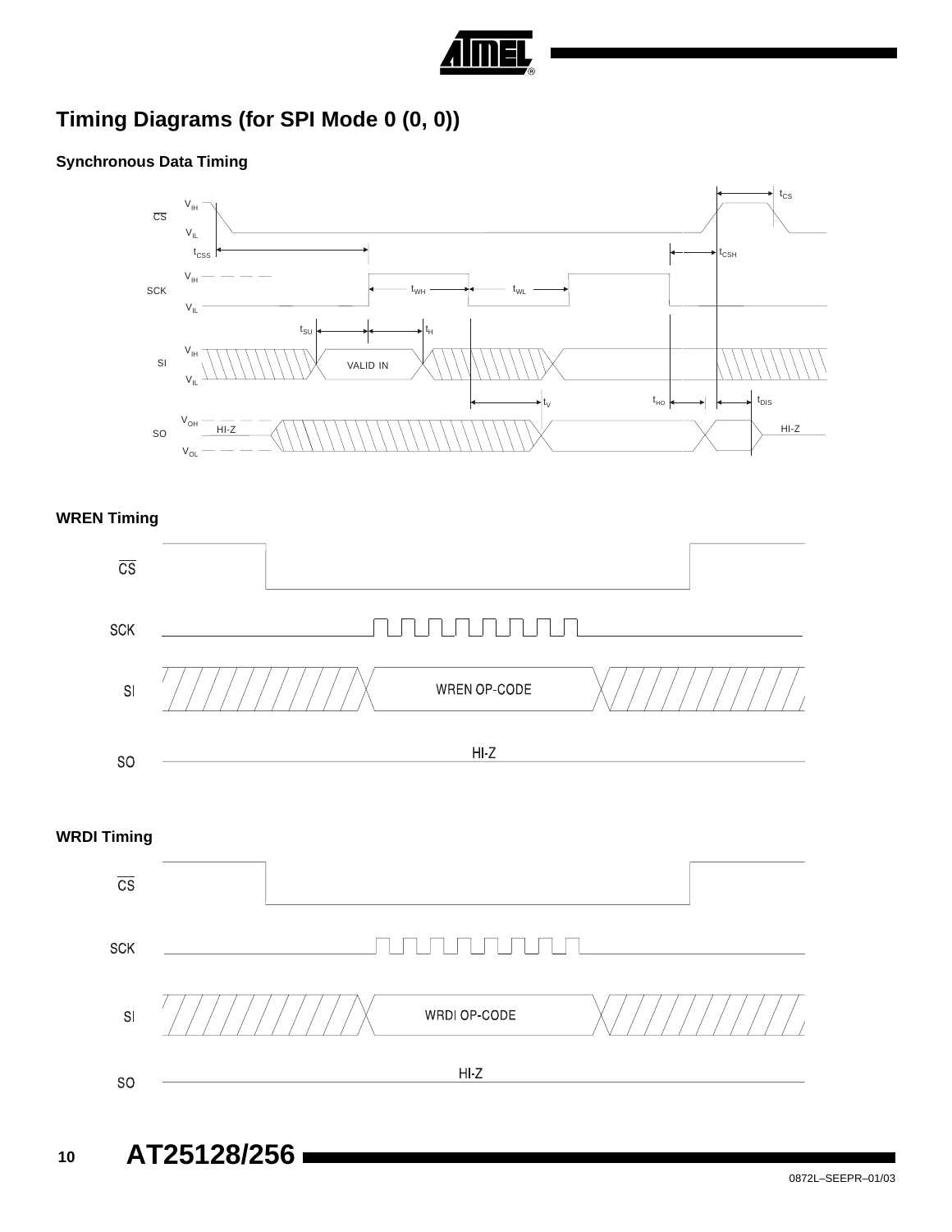## Timing Diagrams (for SPI Mode 0 (0, 0))

### Synchronous Data Timing

### WREN Timing

### WRDI Timing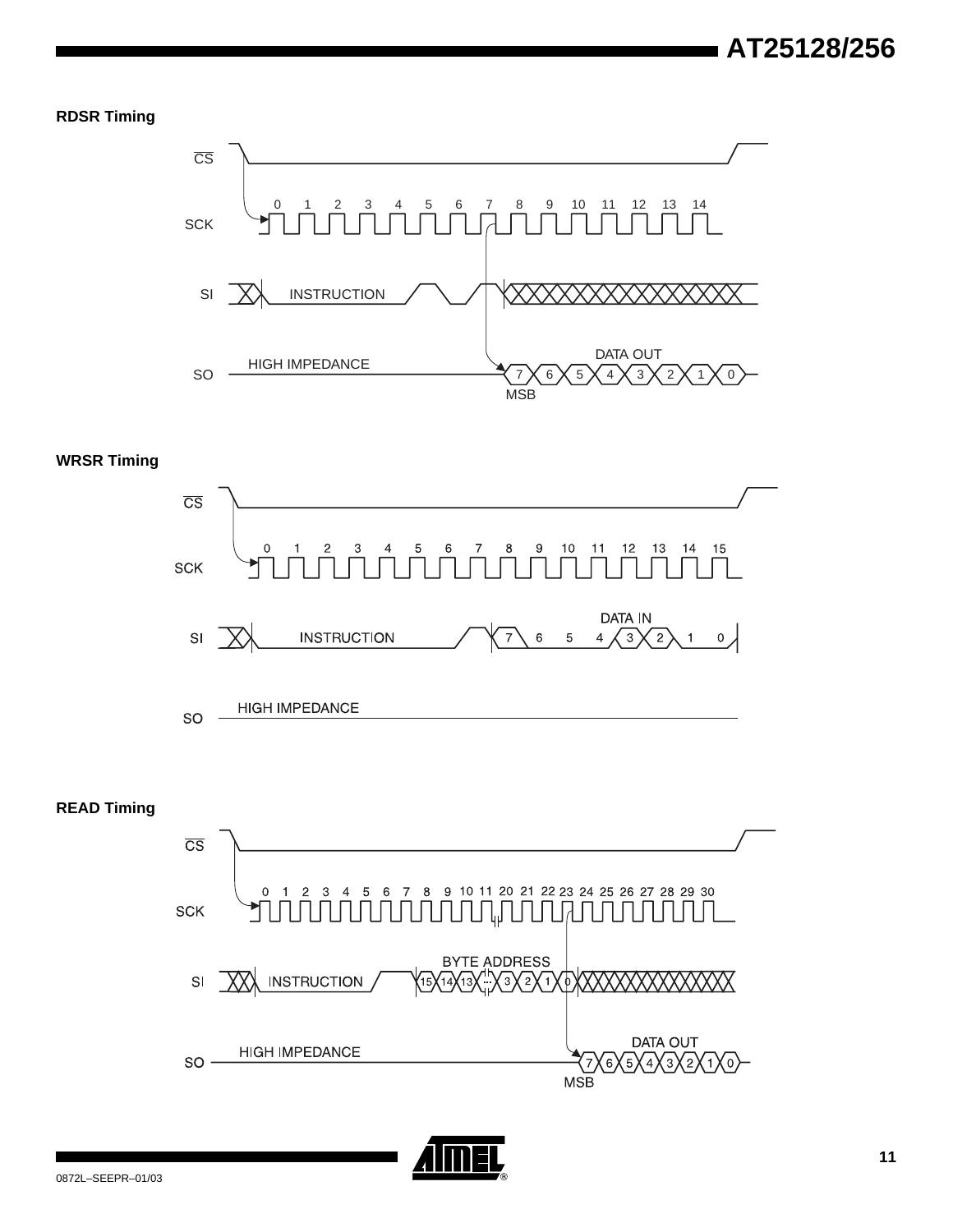**RDSR Timing**

CS

SCK 0 1 2 3 4 5 6 7 8 9 10 11 12 13 14

SI INSTRUCTION

SO HIGH IMPEDANCE

DATA OUT 7 6 5 4 3 2 1 0

MSB

**WRSR Timing**

CS

SCK 0 1 2 3 4 5 6 7 8 9 10 11 12 13 14 15

SI INSTRUCTION

DATA IN 7 6 5 4 3 2 1 0

SO HIGH IMPEDANCE

**READ Timing**

CS

SCK 0 1 2 3 4 5 6 7 8 9 10 11 20 21 22 23 24 25 26 27 28 29 30

SI INSTRUCTION

BYTE ADDRESS 15 14 13 ... 3 2 1 0

SO HIGH IMPEDANCE

DATA OUT 7 6 5 4 3 2 1 0

MSB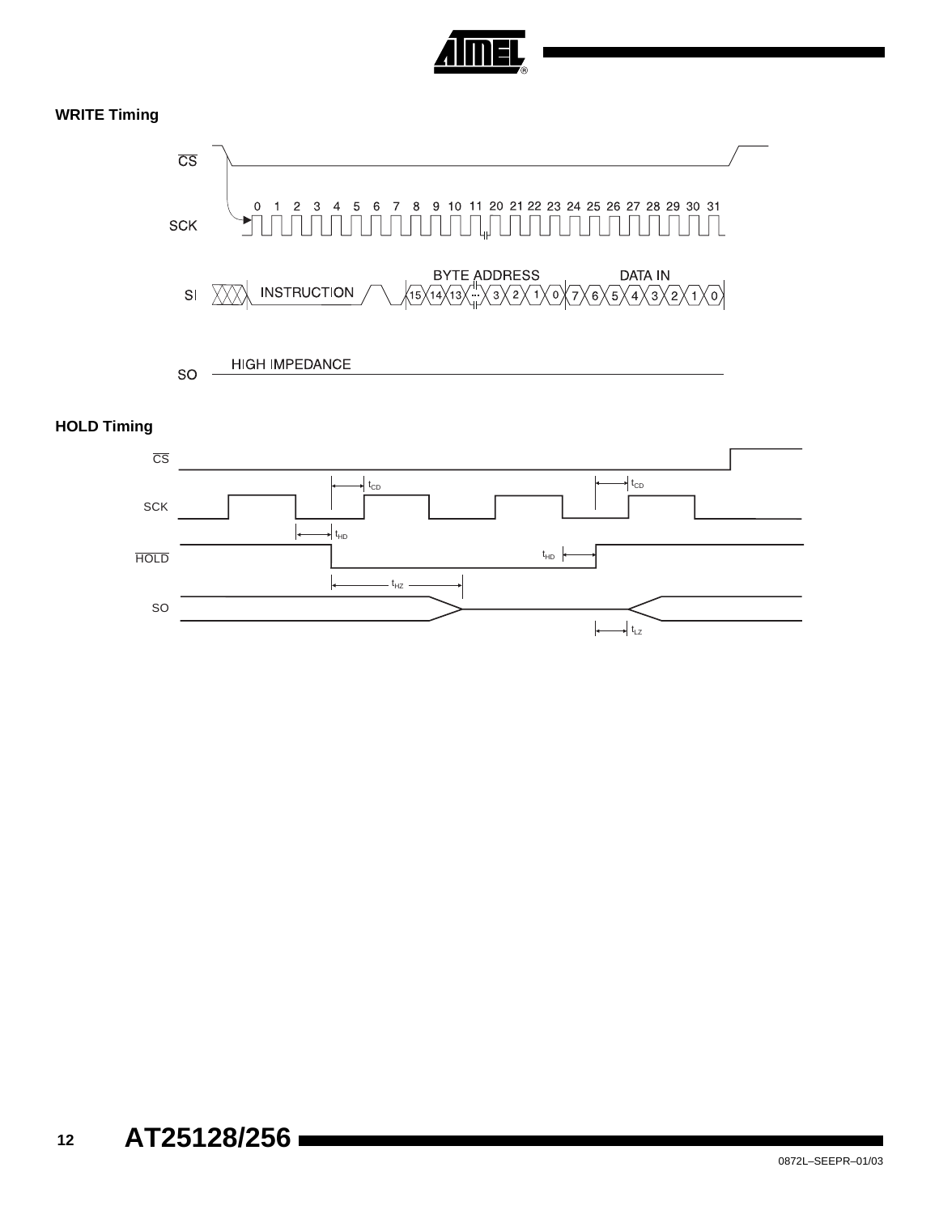### WRITE Timing

### HOLD Timing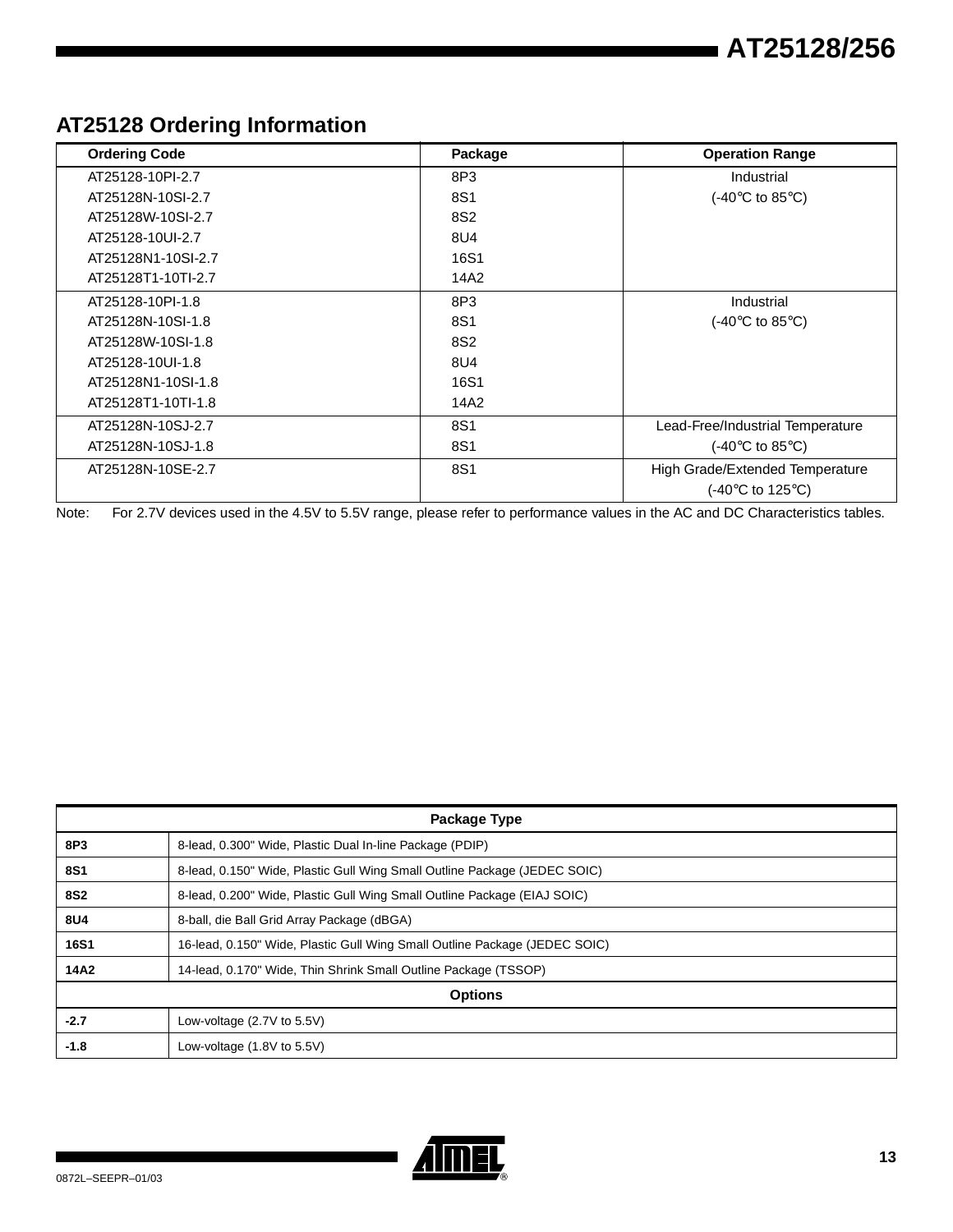## AT25128 Ordering Information

| Ordering Code | Package | Operation Range |
|---|---|---|
| AT25128-10PI-2.7 | 8P3 | Industrial |
| AT25128N-10SI-2.7 | 8S1 | (-40°C to 85°C) |
| AT25128W-10SI-2.7 | 8S2 | |
| AT25128-10UI-2.7 | 8U4 | |
| AT25128N1-10SI-2.7 | 16S1 | |
| AT25128T1-10TI-2.7 | 14A2 | |
| AT25128-10PI-1.8 | 8P3 | Industrial |
| AT25128N-10SI-1.8 | 8S1 | (-40°C to 85°C) |
| AT25128W-10SI-1.8 | 8S2 | |
| AT25128-10UI-1.8 | 8U4 | |
| AT25128N1-10SI-1.8 | 16S1 | |
| AT25128T1-10TI-1.8 | 14A2 | |
| AT25128N-10SJ-2.7 | 8S1 | Lead-Free/Industrial Temperature |
| AT25128N-10SJ-1.8 | 8S1 | (-40°C to 85°C) |
| AT25128N-10SE-2.7 | 8S1 | High Grade/Extended Temperature (-40°C to 125°C) |

Note: For 2.7V devices used in the 4.5V to 5.5V range, please refer to performance values in the AC and DC Characteristics tables.

| Package Type | |
|---|---|
| **8P3** | 8-lead, 0.300" Wide, Plastic Dual In-line Package (PDIP) |
| **8S1** | 8-lead, 0.150" Wide, Plastic Gull Wing Small Outline Package (JEDEC SOIC) |
| **8S2** | 8-lead, 0.200" Wide, Plastic Gull Wing Small Outline Package (EIAJ SOIC) |
| **8U4** | 8-ball, die Ball Grid Array Package (dBGA) |
| **16S1** | 16-lead, 0.150" Wide, Plastic Gull Wing Small Outline Package (JEDEC SOIC) |
| **14A2** | 14-lead, 0.170" Wide, Thin Shrink Small Outline Package (TSSOP) |
| **Options** | |
| **-2.7** | Low-voltage (2.7V to 5.5V) |
| **-1.8** | Low-voltage (1.8V to 5.5V) |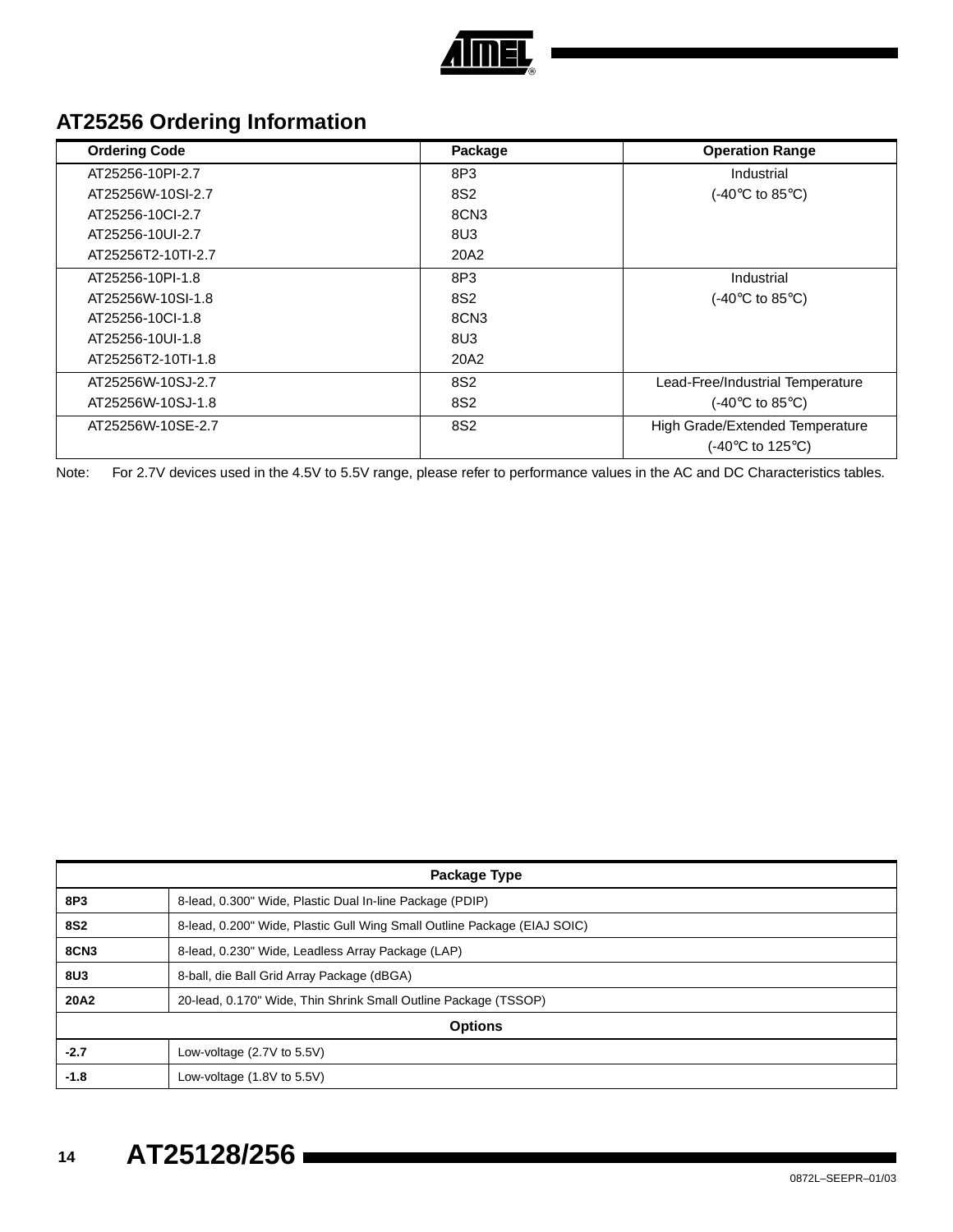## AT25256 Ordering Information

| Ordering Code | Package | Operation Range |
|---|---|---|
| AT25256-10PI-2.7<br>AT25256W-10SI-2.7<br>AT25256-10CI-2.7<br>AT25256-10UI-2.7<br>AT25256T2-10TI-2.7 | 8P3<br>8S2<br>8CN3<br>8U3<br>20A2 | Industrial<br>(-40°C to 85°C) |
| AT25256-10PI-1.8<br>AT25256W-10SI-1.8<br>AT25256-10CI-1.8<br>AT25256-10UI-1.8<br>AT25256T2-10TI-1.8 | 8P3<br>8S2<br>8CN3<br>8U3<br>20A2 | Industrial<br>(-40°C to 85°C) |
| AT25256W-10SJ-2.7<br>AT25256W-10SJ-1.8 | 8S2<br>8S2 | Lead-Free/Industrial Temperature<br>(-40°C to 85°C) |
| AT25256W-10SE-2.7 | 8S2 | High Grade/Extended Temperature<br>(-40°C to 125°C) |

Note: For 2.7V devices used in the 4.5V to 5.5V range, please refer to performance values in the AC and DC Characteristics tables.

| Package Type | |
|---|---|
| **8P3** | 8-lead, 0.300" Wide, Plastic Dual In-line Package (PDIP) |
| **8S2** | 8-lead, 0.200" Wide, Plastic Gull Wing Small Outline Package (EIAJ SOIC) |
| **8CN3** | 8-lead, 0.230" Wide, Leadless Array Package (LAP) |
| **8U3** | 8-ball, die Ball Grid Array Package (dBGA) |
| **20A2** | 20-lead, 0.170" Wide, Thin Shrink Small Outline Package (TSSOP) |
| **Options** | |
| **-2.7** | Low-voltage (2.7V to 5.5V) |
| **-1.8** | Low-voltage (1.8V to 5.5V) |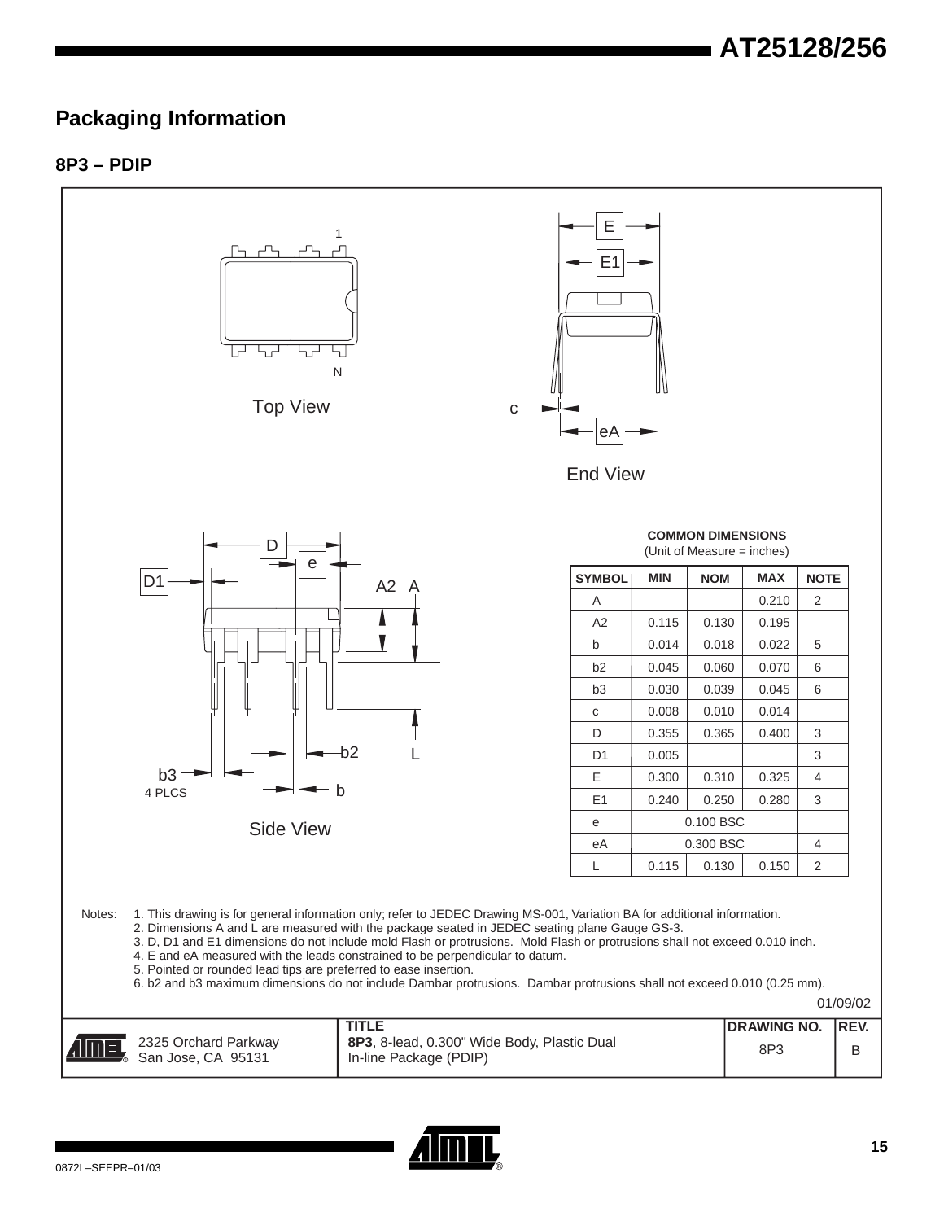## Packaging Information

### 8P3 – PDIP

Top View

End View

Side View

**COMMON DIMENSIONS**
(Unit of Measure = inches)

| SYMBOL | MIN | NOM | MAX | NOTE |
|---|---|---|---|---|
| A | | | 0.210 | 2 |
| A2 | 0.115 | 0.130 | 0.195 | |
| b | 0.014 | 0.018 | 0.022 | 5 |
| b2 | 0.045 | 0.060 | 0.070 | 6 |
| b3 | 0.030 | 0.039 | 0.045 | 6 |
| c | 0.008 | 0.010 | 0.014 | |
| D | 0.355 | 0.365 | 0.400 | 3 |
| D1 | 0.005 | | | 3 |
| E | 0.300 | 0.310 | 0.325 | 4 |
| E1 | 0.240 | 0.250 | 0.280 | 3 |
| e | 0.100 BSC | | | |
| eA | 0.300 BSC | | | 4 |
| L | 0.115 | 0.130 | 0.150 | 2 |

Notes:
1. This drawing is for general information only; refer to JEDEC Drawing MS-001, Variation BA for additional information.
2. Dimensions A and L are measured with the package seated in JEDEC seating plane Gauge GS-3.
3. D, D1 and E1 dimensions do not include mold Flash or protrusions. Mold Flash or protrusions shall not exceed 0.010 inch.
4. E and eA measured with the leads constrained to be perpendicular to datum.
5. Pointed or rounded lead tips are preferred to ease insertion.
6. b2 and b3 maximum dimensions do not include Dambar protrusions. Dambar protrusions shall not exceed 0.010 (0.25 mm).

01/09/02

| | TITLE | DRAWING NO. | REV. |
|---|---|---|---|
| 2325 Orchard Parkway San Jose, CA 95131 | **8P3**, 8-lead, 0.300" Wide Body, Plastic Dual In-line Package (PDIP) | 8P3 | B |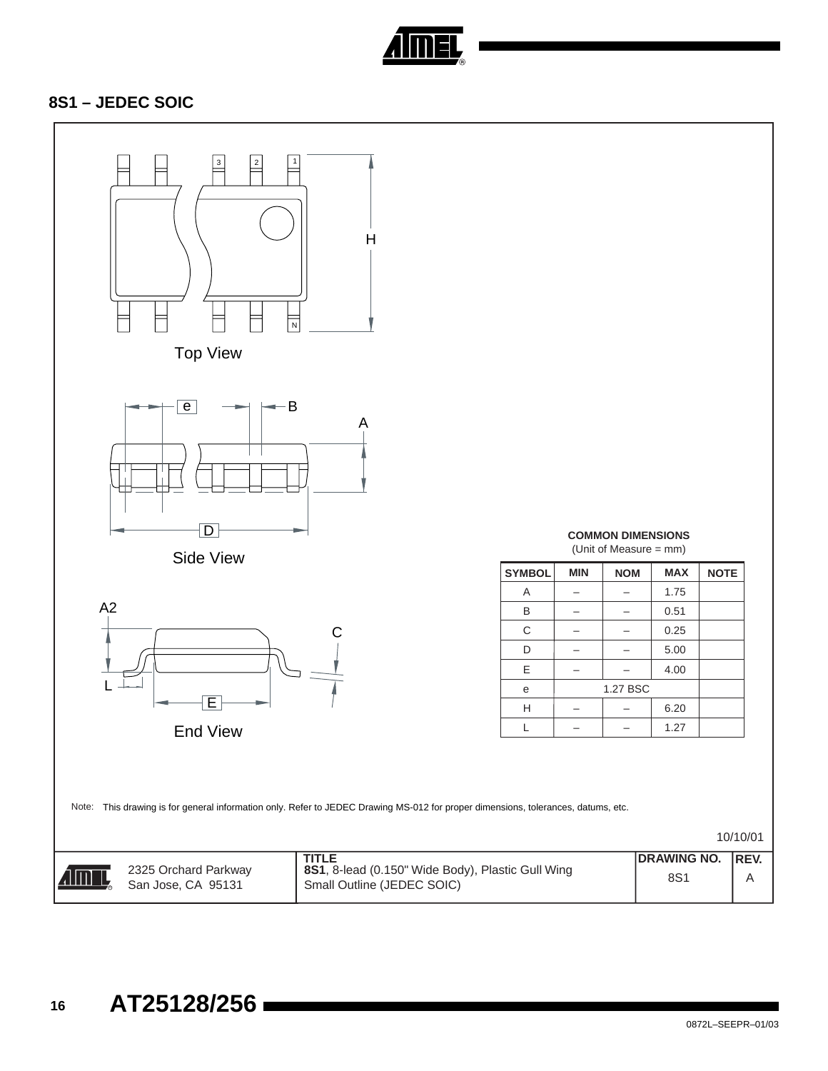## 8S1 – JEDEC SOIC

Top View

Side View

End View

**COMMON DIMENSIONS**
(Unit of Measure = mm)

| SYMBOL | MIN | NOM | MAX | NOTE |
|---|---|---|---|---|
| A | – | – | 1.75 | |
| B | – | – | 0.51 | |
| C | – | – | 0.25 | |
| D | – | – | 5.00 | |
| E | – | – | 4.00 | |
| e | 1.27 BSC | | | |
| H | – | – | 6.20 | |
| L | – | – | 1.27 | |

Note: This drawing is for general information only. Refer to JEDEC Drawing MS-012 for proper dimensions, tolerances, datums, etc.

10/10/01

| | TITLE | DRAWING NO. | REV. |
|---|---|---|---|
| 2325 Orchard Parkway San Jose, CA 95131 | **8S1**, 8-lead (0.150" Wide Body), Plastic Gull Wing Small Outline (JEDEC SOIC) | 8S1 | A |

0872L–SEEPR–01/03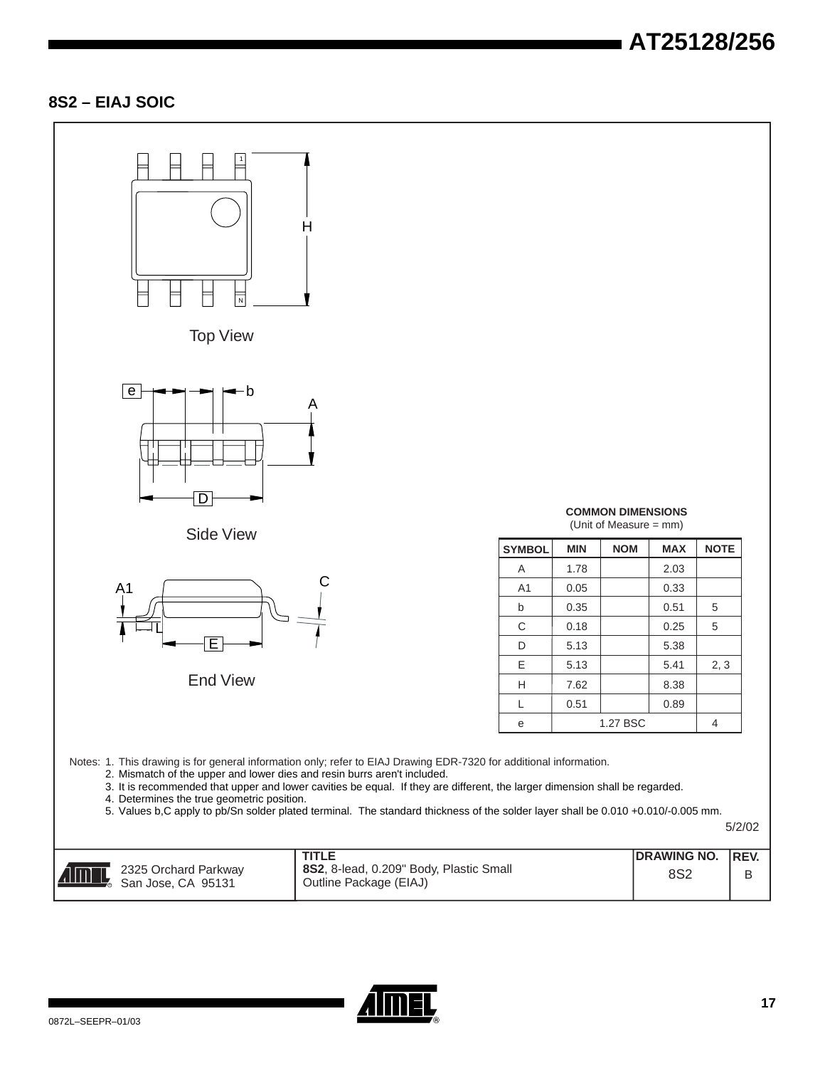## 8S2 – EIAJ SOIC

Top View

Side View

End View

**COMMON DIMENSIONS**
(Unit of Measure = mm)

| SYMBOL | MIN | NOM | MAX | NOTE |
|---|---|---|---|---|
| A | 1.78 | | 2.03 | |
| A1 | 0.05 | | 0.33 | |
| b | 0.35 | | 0.51 | 5 |
| C | 0.18 | | 0.25 | 5 |
| D | 5.13 | | 5.38 | |
| E | 5.13 | | 5.41 | 2, 3 |
| H | 7.62 | | 8.38 | |
| L | 0.51 | | 0.89 | |
| e | | 1.27 BSC | | 4 |

Notes:
1. This drawing is for general information only; refer to EIAJ Drawing EDR-7320 for additional information.
2. Mismatch of the upper and lower dies and resin burrs aren't included.
3. It is recommended that upper and lower cavities be equal. If they are different, the larger dimension shall be regarded.
4. Determines the true geometric position.
5. Values b,C apply to pb/Sn solder plated terminal. The standard thickness of the solder layer shall be 0.010 +0.010/-0.005 mm.

5/2/02

| | TITLE | DRAWING NO. | REV. |
|---|---|---|---|
| 2325 Orchard Parkway<br>San Jose, CA 95131 | **8S2**, 8-lead, 0.209" Body, Plastic Small Outline Package (EIAJ) | 8S2 | B |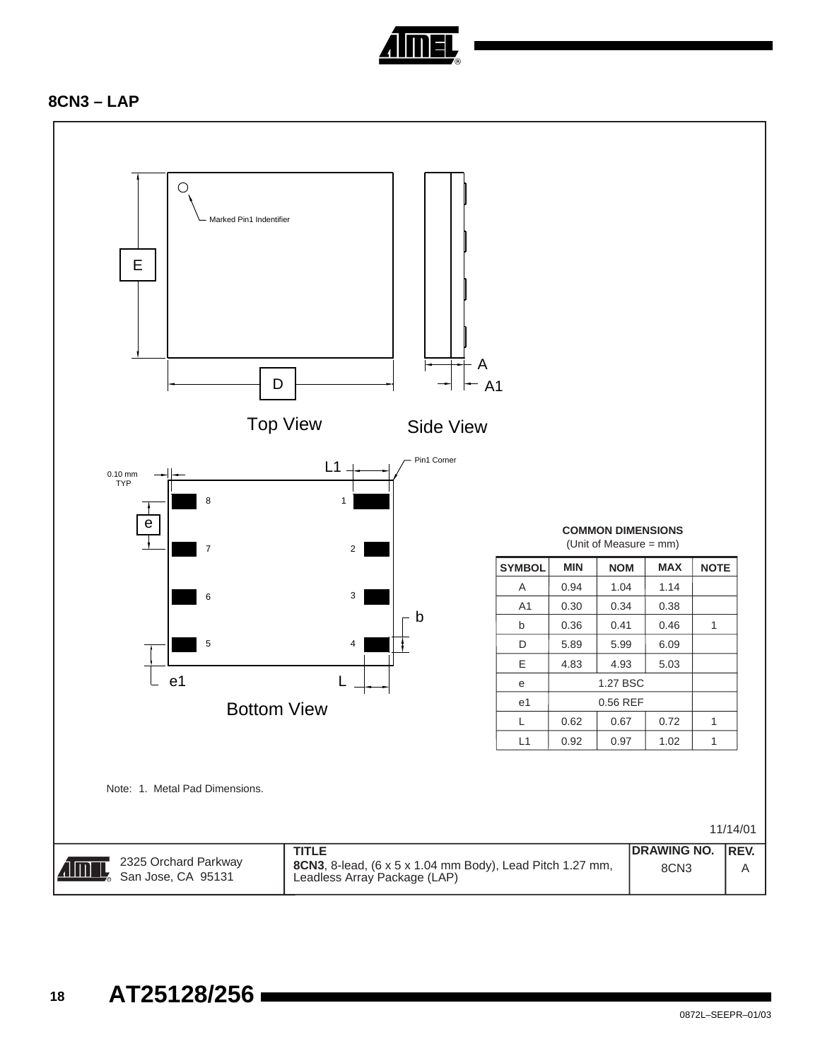## 8CN3 – LAP

Marked Pin1 Indentifier

E

D

A

A1

Top View

Side View

0.10 mm TYP

L1

Pin1 Corner

e

b

e1

L

Bottom View

**COMMON DIMENSIONS**
(Unit of Measure = mm)

| SYMBOL | MIN | NOM | MAX | NOTE |
|---|---|---|---|---|
| A | 0.94 | 1.04 | 1.14 | |
| A1 | 0.30 | 0.34 | 0.38 | |
| b | 0.36 | 0.41 | 0.46 | 1 |
| D | 5.89 | 5.99 | 6.09 | |
| E | 4.83 | 4.93 | 5.03 | |
| e | 1.27 BSC | | | |
| e1 | 0.56 REF | | | |
| L | 0.62 | 0.67 | 0.72 | 1 |
| L1 | 0.92 | 0.97 | 1.02 | 1 |

Note: 1. Metal Pad Dimensions.

11/14/01

| | TITLE | DRAWING NO. | REV. |
|---|---|---|---|
| 2325 Orchard Parkway San Jose, CA 95131 | **8CN3**, 8-lead, (6 x 5 x 1.04 mm Body), Lead Pitch 1.27 mm, Leadless Array Package (LAP) | 8CN3 | A |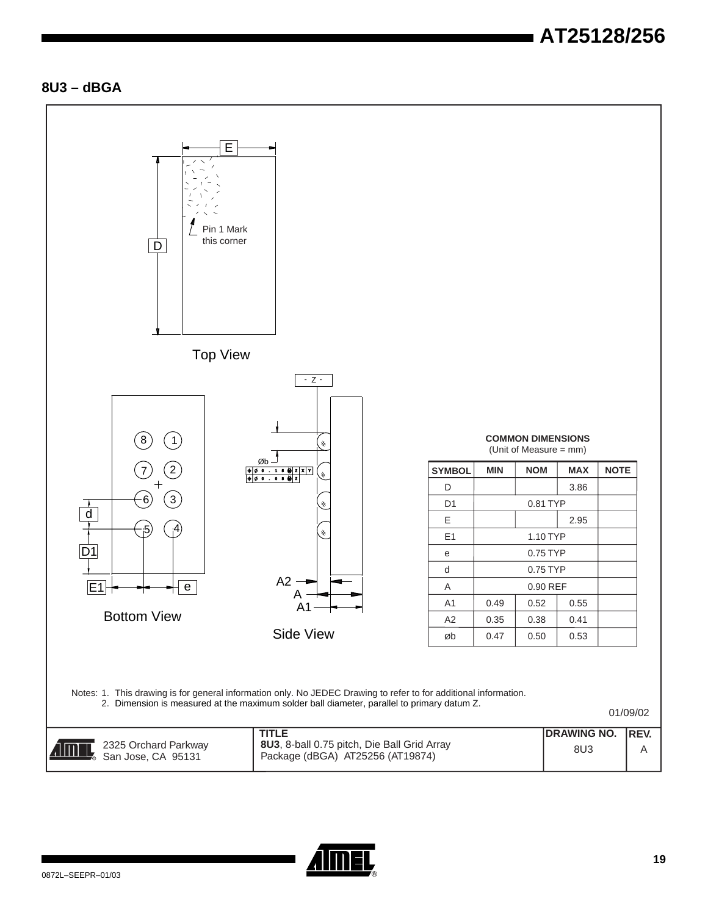## 8U3 – dBGA

Top View

Pin 1 Mark this corner

Bottom View

Side View

**COMMON DIMENSIONS**
(Unit of Measure = mm)

| SYMBOL | MIN | NOM | MAX | NOTE |
|---|---|---|---|---|
| D | | | 3.86 | |
| D1 | | 0.81 TYP | | |
| E | | | 2.95 | |
| E1 | | 1.10 TYP | | |
| e | | 0.75 TYP | | |
| d | | 0.75 TYP | | |
| A | | 0.90 REF | | |
| A1 | 0.49 | 0.52 | 0.55 | |
| A2 | 0.35 | 0.38 | 0.41 | |
| øb | 0.47 | 0.50 | 0.53 | |

Notes: 1. This drawing is for general information only. No JEDEC Drawing to refer to for additional information.
2. Dimension is measured at the maximum solder ball diameter, parallel to primary datum Z.

01/09/02

| | TITLE | DRAWING NO. | REV. |
|---|---|---|---|
| 2325 Orchard Parkway San Jose, CA 95131 | **8U3**, 8-ball 0.75 pitch, Die Ball Grid Array Package (dBGA) AT25256 (AT19874) | 8U3 | A |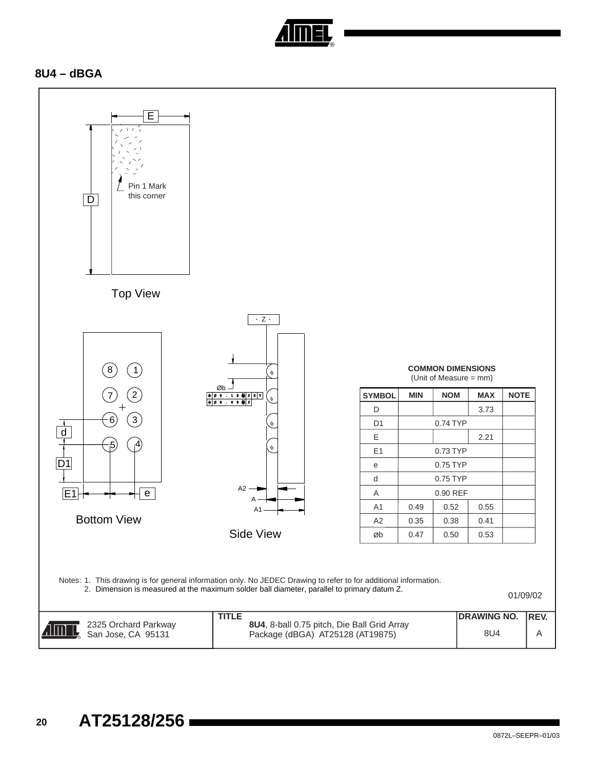## 8U4 – dBGA

Top View

Pin 1 Mark this corner

Bottom View

Side View

**COMMON DIMENSIONS**
(Unit of Measure = mm)

| SYMBOL | MIN | NOM | MAX | NOTE |
|---|---|---|---|---|
| D | | | 3.73 | |
| D1 | | 0.74 TYP | | |
| E | | | 2.21 | |
| E1 | | 0.73 TYP | | |
| e | | 0.75 TYP | | |
| d | | 0.75 TYP | | |
| A | | 0.90 REF | | |
| A1 | 0.49 | 0.52 | 0.55 | |
| A2 | 0.35 | 0.38 | 0.41 | |
| øb | 0.47 | 0.50 | 0.53 | |

Notes: 1. This drawing is for general information only. No JEDEC Drawing to refer to for additional information.
2. Dimension is measured at the maximum solder ball diameter, parallel to primary datum Z.

01/09/02

| | TITLE | DRAWING NO. | REV. |
|---|---|---|---|
| 2325 Orchard Parkway San Jose, CA 95131 | **8U4**, 8-ball 0.75 pitch, Die Ball Grid Array Package (dBGA) AT25128 (AT19875) | 8U4 | A |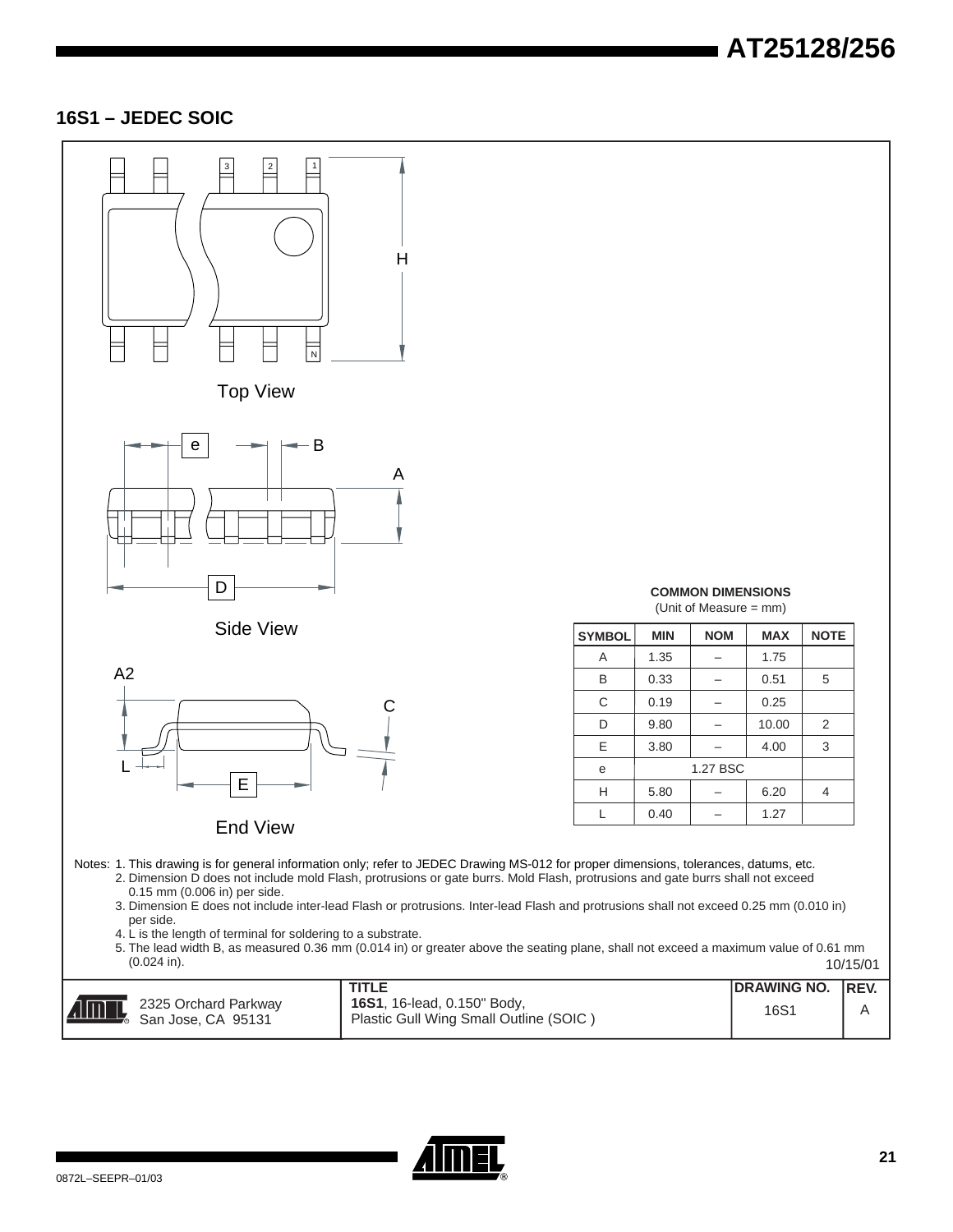## 16S1 – JEDEC SOIC

Top View

Side View

End View

**COMMON DIMENSIONS**
(Unit of Measure = mm)

| SYMBOL | MIN | NOM | MAX | NOTE |
|---|---|---|---|---|
| A | 1.35 | – | 1.75 | |
| B | 0.33 | – | 0.51 | 5 |
| C | 0.19 | – | 0.25 | |
| D | 9.80 | – | 10.00 | 2 |
| E | 3.80 | – | 4.00 | 3 |
| e | | 1.27 BSC | | |
| H | 5.80 | – | 6.20 | 4 |
| L | 0.40 | – | 1.27 | |

Notes:
1. This drawing is for general information only; refer to JEDEC Drawing MS-012 for proper dimensions, tolerances, datums, etc.
2. Dimension D does not include mold Flash, protrusions or gate burrs. Mold Flash, protrusions and gate burrs shall not exceed 0.15 mm (0.006 in) per side.
3. Dimension E does not include inter-lead Flash or protrusions. Inter-lead Flash and protrusions shall not exceed 0.25 mm (0.010 in) per side.
4. L is the length of terminal for soldering to a substrate.
5. The lead width B, as measured 0.36 mm (0.014 in) or greater above the seating plane, shall not exceed a maximum value of 0.61 mm (0.024 in).

10/15/01

| | TITLE | DRAWING NO. | REV. |
|---|---|---|---|
| 2325 Orchard Parkway San Jose, CA 95131 | **16S1**, 16-lead, 0.150" Body, Plastic Gull Wing Small Outline (SOIC ) | 16S1 | A |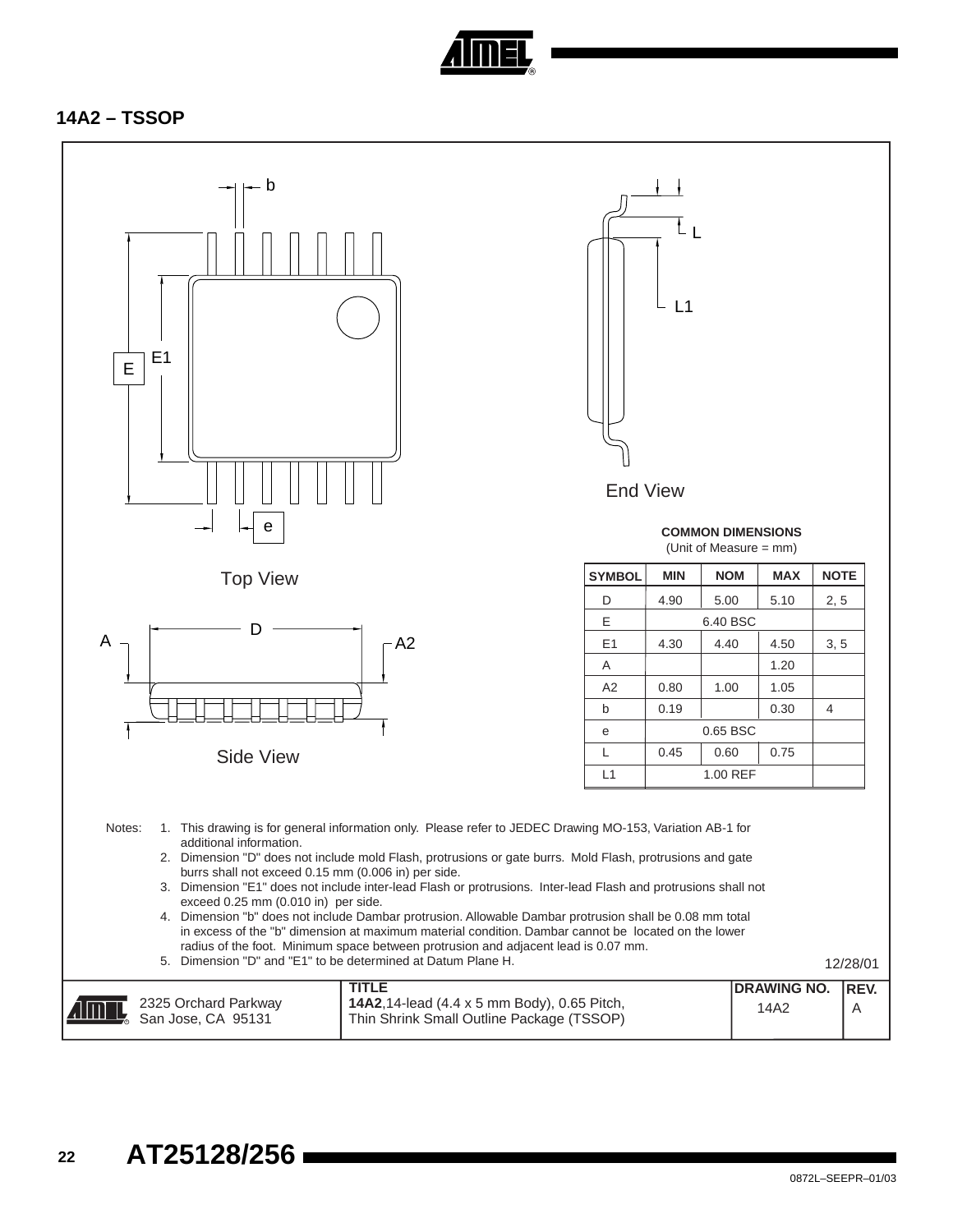## 14A2 – TSSOP

Top View

End View

Side View

**COMMON DIMENSIONS**
(Unit of Measure = mm)

| SYMBOL | MIN | NOM | MAX | NOTE |
|---|---|---|---|---|
| D | 4.90 | 5.00 | 5.10 | 2, 5 |
| E | 6.40 BSC | | | |
| E1 | 4.30 | 4.40 | 4.50 | 3, 5 |
| A | | | 1.20 | |
| A2 | 0.80 | 1.00 | 1.05 | |
| b | 0.19 | | 0.30 | 4 |
| e | 0.65 BSC | | | |
| L | 0.45 | 0.60 | 0.75 | |
| L1 | 1.00 REF | | | |

Notes:
1. This drawing is for general information only. Please refer to JEDEC Drawing MO-153, Variation AB-1 for additional information.
2. Dimension "D" does not include mold Flash, protrusions or gate burrs. Mold Flash, protrusions and gate burrs shall not exceed 0.15 mm (0.006 in) per side.
3. Dimension "E1" does not include inter-lead Flash or protrusions. Inter-lead Flash and protrusions shall not exceed 0.25 mm (0.010 in) per side.
4. Dimension "b" does not include Dambar protrusion. Allowable Dambar protrusion shall be 0.08 mm total in excess of the "b" dimension at maximum material condition. Dambar cannot be located on the lower radius of the foot. Minimum space between protrusion and adjacent lead is 0.07 mm.
5. Dimension "D" and "E1" to be determined at Datum Plane H.

12/28/01

| | TITLE | DRAWING NO. | REV. |
|---|---|---|---|
| 2325 Orchard Parkway<br>San Jose, CA 95131 | **14A2**,14-lead (4.4 x 5 mm Body), 0.65 Pitch, Thin Shrink Small Outline Package (TSSOP) | 14A2 | A |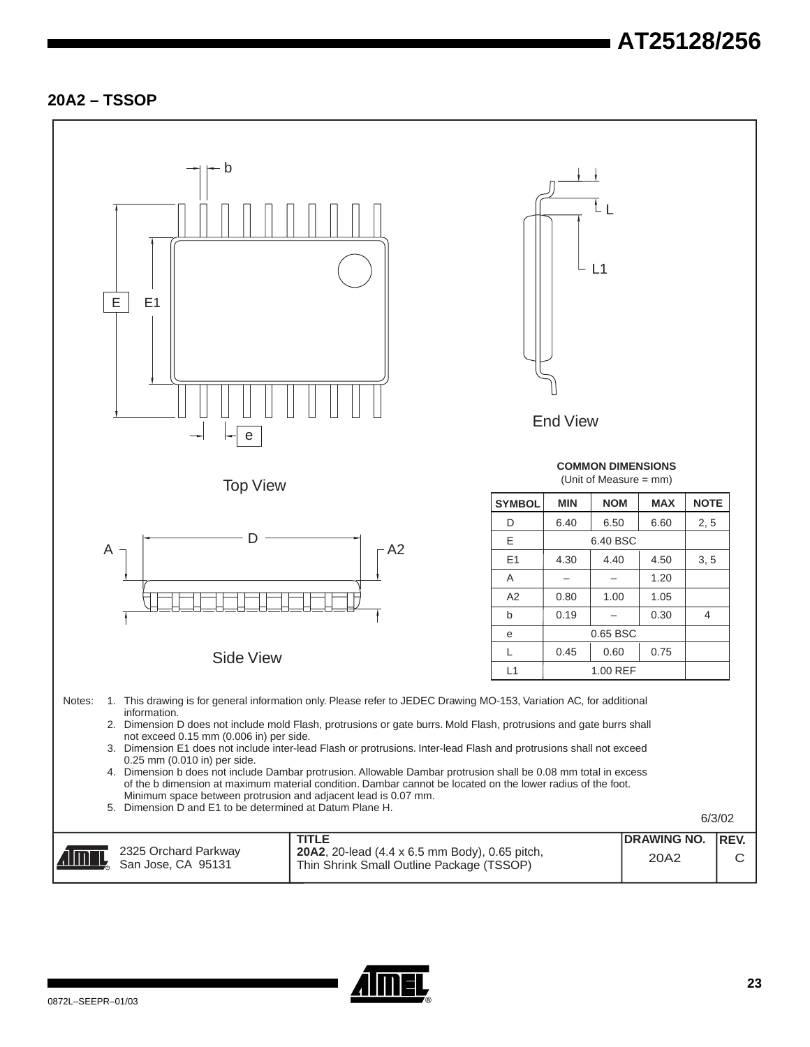## 20A2 – TSSOP

Top View

End View

Side View

**COMMON DIMENSIONS**
(Unit of Measure = mm)

| SYMBOL | MIN | NOM | MAX | NOTE |
|---|---|---|---|---|
| D | 6.40 | 6.50 | 6.60 | 2, 5 |
| E | 6.40 BSC | | | |
| E1 | 4.30 | 4.40 | 4.50 | 3, 5 |
| A | – | – | 1.20 | |
| A2 | 0.80 | 1.00 | 1.05 | |
| b | 0.19 | – | 0.30 | 4 |
| e | 0.65 BSC | | | |
| L | 0.45 | 0.60 | 0.75 | |
| L1 | 1.00 REF | | | |

Notes:
1. This drawing is for general information only. Please refer to JEDEC Drawing MO-153, Variation AC, for additional information.
2. Dimension D does not include mold Flash, protrusions or gate burrs. Mold Flash, protrusions and gate burrs shall not exceed 0.15 mm (0.006 in) per side.
3. Dimension E1 does not include inter-lead Flash or protrusions. Inter-lead Flash and protrusions shall not exceed 0.25 mm (0.010 in) per side.
4. Dimension b does not include Dambar protrusion. Allowable Dambar protrusion shall be 0.08 mm total in excess of the b dimension at maximum material condition. Dambar cannot be located on the lower radius of the foot. Minimum space between protrusion and adjacent lead is 0.07 mm.
5. Dimension D and E1 to be determined at Datum Plane H.

6/3/02

| | TITLE | DRAWING NO. | REV. |
|---|---|---|---|
| 2325 Orchard Parkway San Jose, CA 95131 | **20A2**, 20-lead (4.4 x 6.5 mm Body), 0.65 pitch, Thin Shrink Small Outline Package (TSSOP) | 20A2 | C |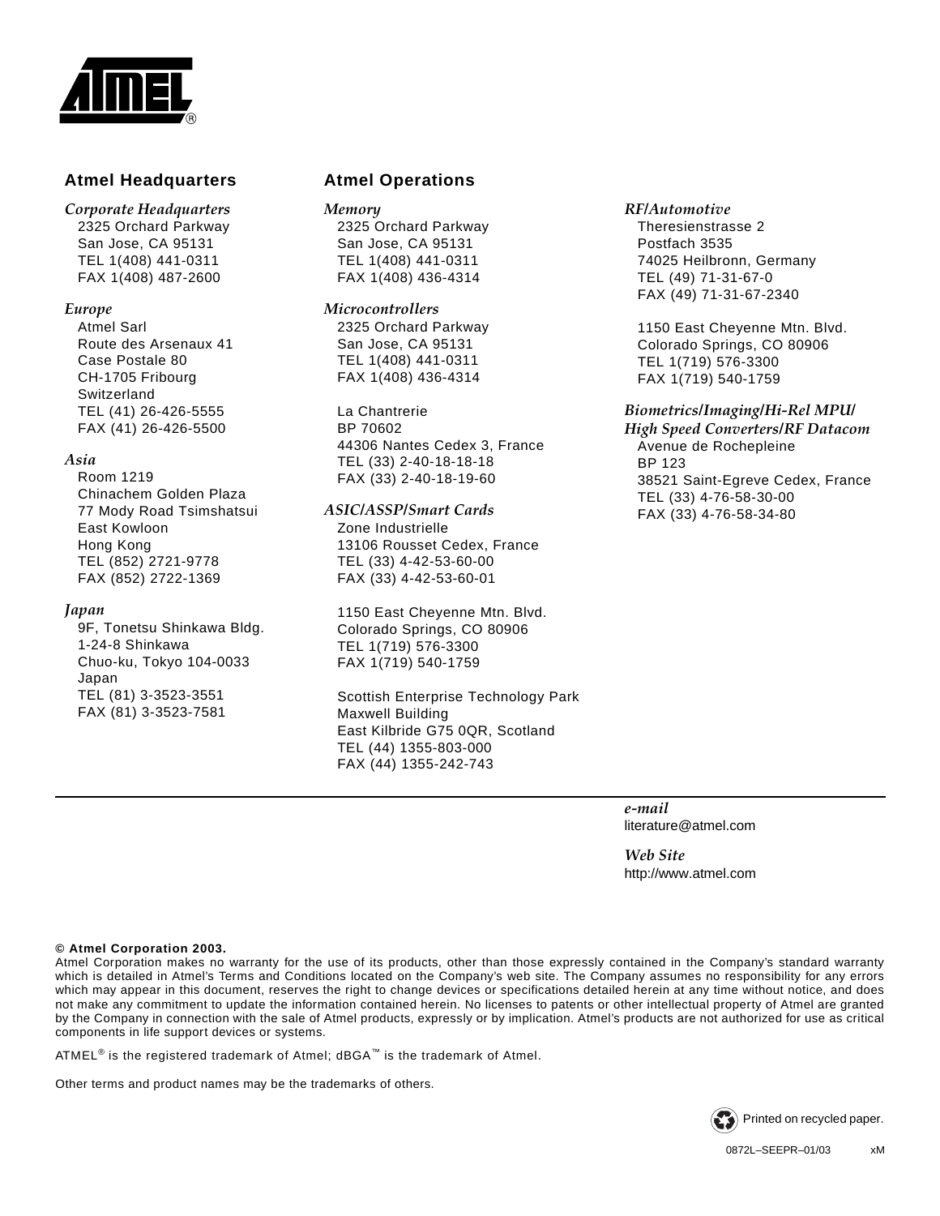## Atmel Headquarters

*Corporate Headquarters*
2325 Orchard Parkway
San Jose, CA 95131
TEL 1(408) 441-0311
FAX 1(408) 487-2600

*Europe*
Atmel Sarl
Route des Arsenaux 41
Case Postale 80
CH-1705 Fribourg
Switzerland
TEL (41) 26-426-5555
FAX (41) 26-426-5500

*Asia*
Room 1219
Chinachem Golden Plaza
77 Mody Road Tsimshatsui
East Kowloon
Hong Kong
TEL (852) 2721-9778
FAX (852) 2722-1369

*Japan*
9F, Tonetsu Shinkawa Bldg.
1-24-8 Shinkawa
Chuo-ku, Tokyo 104-0033
Japan
TEL (81) 3-3523-3551
FAX (81) 3-3523-7581

## Atmel Operations

*Memory*
2325 Orchard Parkway
San Jose, CA 95131
TEL 1(408) 441-0311
FAX 1(408) 436-4314

*Microcontrollers*
2325 Orchard Parkway
San Jose, CA 95131
TEL 1(408) 441-0311
FAX 1(408) 436-4314

La Chantrerie
BP 70602
44306 Nantes Cedex 3, France
TEL (33) 2-40-18-18-18
FAX (33) 2-40-18-19-60

*ASIC/ASSP/Smart Cards*
Zone Industrielle
13106 Rousset Cedex, France
TEL (33) 4-42-53-60-00
FAX (33) 4-42-53-60-01

1150 East Cheyenne Mtn. Blvd.
Colorado Springs, CO 80906
TEL 1(719) 576-3300
FAX 1(719) 540-1759

Scottish Enterprise Technology Park
Maxwell Building
East Kilbride G75 0QR, Scotland
TEL (44) 1355-803-000
FAX (44) 1355-242-743

*RF/Automotive*
Theresienstrasse 2
Postfach 3535
74025 Heilbronn, Germany
TEL (49) 71-31-67-0
FAX (49) 71-31-67-2340

1150 East Cheyenne Mtn. Blvd.
Colorado Springs, CO 80906
TEL 1(719) 576-3300
FAX 1(719) 540-1759

*Biometrics/Imaging/Hi-Rel MPU/ High Speed Converters/RF Datacom*
Avenue de Rochepleine
BP 123
38521 Saint-Egreve Cedex, France
TEL (33) 4-76-58-30-00
FAX (33) 4-76-58-34-80

---

*e-mail*
literature@atmel.com

*Web Site*
http://www.atmel.com

**© Atmel Corporation 2003.**
Atmel Corporation makes no warranty for the use of its products, other than those expressly contained in the Company's standard warranty which is detailed in Atmel's Terms and Conditions located on the Company's web site. The Company assumes no responsibility for any errors which may appear in this document, reserves the right to change devices or specifications detailed herein at any time without notice, and does not make any commitment to update the information contained herein. No licenses to patents or other intellectual property of Atmel are granted by the Company in connection with the sale of Atmel products, expressly or by implication. Atmel's products are not authorized for use as critical components in life support devices or systems.

ATMEL® is the registered trademark of Atmel; dBGA™ is the trademark of Atmel.

Other terms and product names may be the trademarks of others.

Printed on recycled paper.

0872L–SEEPR–01/03 xM